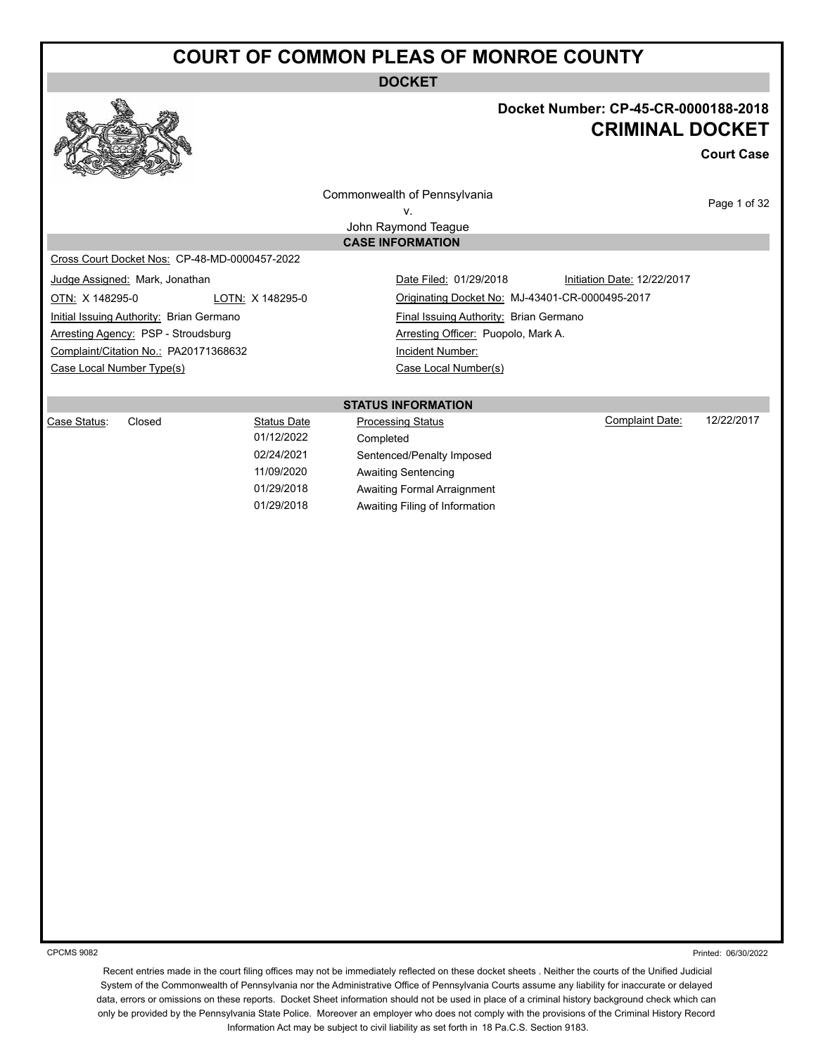# COURT OF COMMON PLEAS OF MONROE COUNTY

## DOCKET

**Docket Number: CP-45-CR-0000188-2018**

## CRIMINAL DOCKET

**Court Case**

Commonwealth of Pennsylvania
v.
John Raymond Teague

### CASE INFORMATION

Cross Court Docket Nos: CP-48-MD-0000457-2022

| | | | |
|---|---|---|---|
| Judge Assigned: Mark, Jonathan | | Date Filed: 01/29/2018 | Initiation Date: 12/22/2017 |
| OTN: X 148295-0 | LOTN: X 148295-0 | Originating Docket No: MJ-43401-CR-0000495-2017 | |
| Initial Issuing Authority: Brian Germano | | Final Issuing Authority: Brian Germano | |
| Arresting Agency: PSP - Stroudsburg | | Arresting Officer: Puopolo, Mark A. | |
| Complaint/Citation No.: PA20171368632 | | Incident Number: | |
| Case Local Number Type(s) | | Case Local Number(s) | |

### STATUS INFORMATION

Case Status: Closed

Complaint Date: 12/22/2017

| Status Date | Processing Status |
|---|---|
| 01/12/2022 | Completed |
| 02/24/2021 | Sentenced/Penalty Imposed |
| 11/09/2020 | Awaiting Sentencing |
| 01/29/2018 | Awaiting Formal Arraignment |
| 01/29/2018 | Awaiting Filing of Information |

CPCMS 9082

Printed: 06/30/2022

Recent entries made in the court filing offices may not be immediately reflected on these docket sheets . Neither the courts of the Unified Judicial System of the Commonwealth of Pennsylvania nor the Administrative Office of Pennsylvania Courts assume any liability for inaccurate or delayed data, errors or omissions on these reports. Docket Sheet information should not be used in place of a criminal history background check which can only be provided by the Pennsylvania State Police. Moreover an employer who does not comply with the provisions of the Criminal History Record Information Act may be subject to civil liability as set forth in 18 Pa.C.S. Section 9183.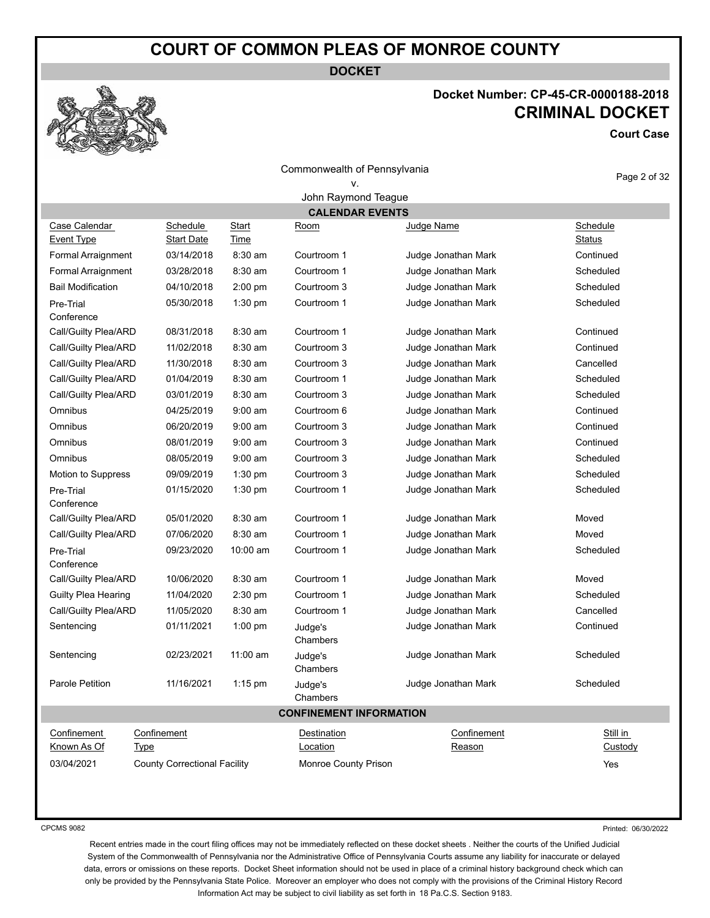# COURT OF COMMON PLEAS OF MONROE COUNTY

**DOCKET**

**Docket Number: CP-45-CR-0000188-2018**

**CRIMINAL DOCKET**

**Court Case**

Commonwealth of Pennsylvania
v.
John Raymond Teague

## CALENDAR EVENTS

| Case Calendar Event Type | Schedule Start Date | Start Time | Room | Judge Name | Schedule Status |
|---|---|---|---|---|---|
| Formal Arraignment | 03/14/2018 | 8:30 am | Courtroom 1 | Judge Jonathan Mark | Continued |
| Formal Arraignment | 03/28/2018 | 8:30 am | Courtroom 1 | Judge Jonathan Mark | Scheduled |
| Bail Modification | 04/10/2018 | 2:00 pm | Courtroom 3 | Judge Jonathan Mark | Scheduled |
| Pre-Trial Conference | 05/30/2018 | 1:30 pm | Courtroom 1 | Judge Jonathan Mark | Scheduled |
| Call/Guilty Plea/ARD | 08/31/2018 | 8:30 am | Courtroom 1 | Judge Jonathan Mark | Continued |
| Call/Guilty Plea/ARD | 11/02/2018 | 8:30 am | Courtroom 3 | Judge Jonathan Mark | Continued |
| Call/Guilty Plea/ARD | 11/30/2018 | 8:30 am | Courtroom 3 | Judge Jonathan Mark | Cancelled |
| Call/Guilty Plea/ARD | 01/04/2019 | 8:30 am | Courtroom 1 | Judge Jonathan Mark | Scheduled |
| Call/Guilty Plea/ARD | 03/01/2019 | 8:30 am | Courtroom 3 | Judge Jonathan Mark | Scheduled |
| Omnibus | 04/25/2019 | 9:00 am | Courtroom 6 | Judge Jonathan Mark | Continued |
| Omnibus | 06/20/2019 | 9:00 am | Courtroom 3 | Judge Jonathan Mark | Continued |
| Omnibus | 08/01/2019 | 9:00 am | Courtroom 3 | Judge Jonathan Mark | Continued |
| Omnibus | 08/05/2019 | 9:00 am | Courtroom 3 | Judge Jonathan Mark | Scheduled |
| Motion to Suppress | 09/09/2019 | 1:30 pm | Courtroom 3 | Judge Jonathan Mark | Scheduled |
| Pre-Trial Conference | 01/15/2020 | 1:30 pm | Courtroom 1 | Judge Jonathan Mark | Scheduled |
| Call/Guilty Plea/ARD | 05/01/2020 | 8:30 am | Courtroom 1 | Judge Jonathan Mark | Moved |
| Call/Guilty Plea/ARD | 07/06/2020 | 8:30 am | Courtroom 1 | Judge Jonathan Mark | Moved |
| Pre-Trial Conference | 09/23/2020 | 10:00 am | Courtroom 1 | Judge Jonathan Mark | Scheduled |
| Call/Guilty Plea/ARD | 10/06/2020 | 8:30 am | Courtroom 1 | Judge Jonathan Mark | Moved |
| Guilty Plea Hearing | 11/04/2020 | 2:30 pm | Courtroom 1 | Judge Jonathan Mark | Scheduled |
| Call/Guilty Plea/ARD | 11/05/2020 | 8:30 am | Courtroom 1 | Judge Jonathan Mark | Cancelled |
| Sentencing | 01/11/2021 | 1:00 pm | Judge's Chambers | Judge Jonathan Mark | Continued |
| Sentencing | 02/23/2021 | 11:00 am | Judge's Chambers | Judge Jonathan Mark | Scheduled |
| Parole Petition | 11/16/2021 | 1:15 pm | Judge's Chambers | Judge Jonathan Mark | Scheduled |

## CONFINEMENT INFORMATION

| Confinement Known As Of | Confinement Type | Destination Location | Confinement Reason | Still in Custody |
|---|---|---|---|---|
| 03/04/2021 | County Correctional Facility | Monroe County Prison | | Yes |

CPCMS 9082

Printed: 06/30/2022

Recent entries made in the court filing offices may not be immediately reflected on these docket sheets . Neither the courts of the Unified Judicial System of the Commonwealth of Pennsylvania nor the Administrative Office of Pennsylvania Courts assume any liability for inaccurate or delayed data, errors or omissions on these reports. Docket Sheet information should not be used in place of a criminal history background check which can only be provided by the Pennsylvania State Police. Moreover an employer who does not comply with the provisions of the Criminal History Record Information Act may be subject to civil liability as set forth in 18 Pa.C.S. Section 9183.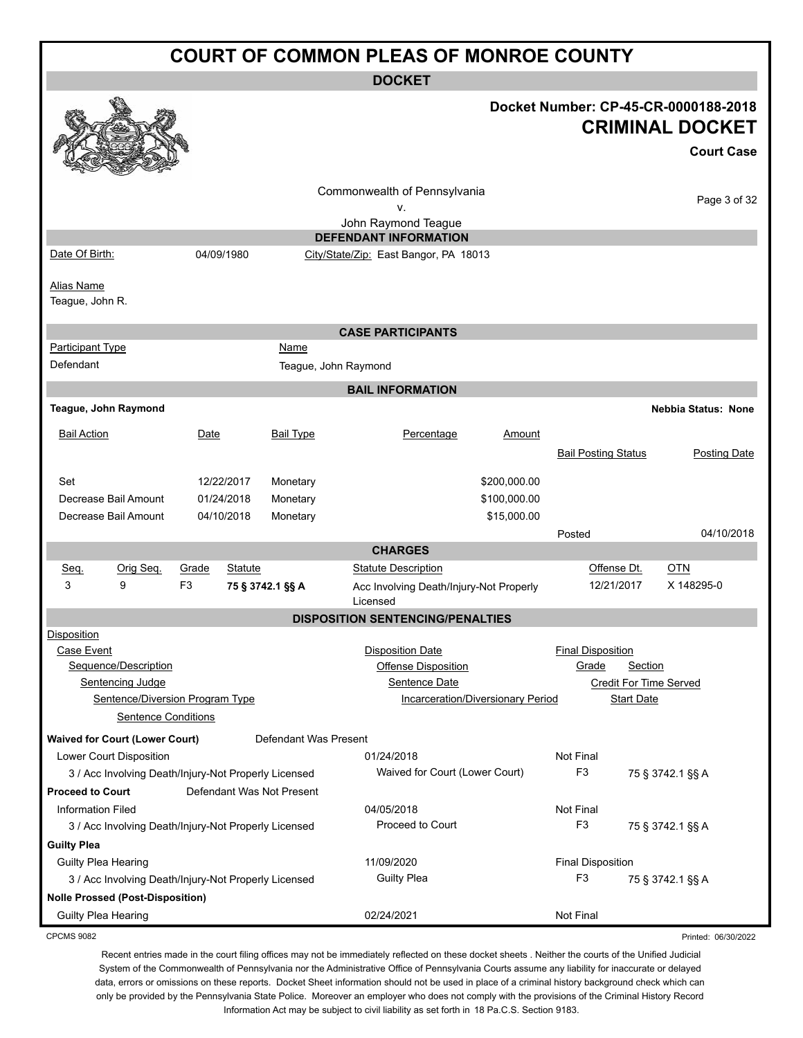# COURT OF COMMON PLEAS OF MONROE COUNTY

## DOCKET

**Docket Number: CP-45-CR-0000188-2018**

**CRIMINAL DOCKET**

**Court Case**

Commonwealth of Pennsylvania
v.
John Raymond Teague

### DEFENDANT INFORMATION

| Date Of Birth: | 04/09/1980 | City/State/Zip: East Bangor, PA 18013 |
|---|---|---|

Alias Name
Teague, John R.

### CASE PARTICIPANTS

| Participant Type | Name |
|---|---|
| Defendant | Teague, John Raymond |

### BAIL INFORMATION

**Teague, John Raymond** — **Nebbia Status: None**

| Bail Action | Date | Bail Type | Percentage | Amount | Bail Posting Status | Posting Date |
|---|---|---|---|---|---|---|
| Set | 12/22/2017 | Monetary | | $200,000.00 | | |
| Decrease Bail Amount | 01/24/2018 | Monetary | | $100,000.00 | | |
| Decrease Bail Amount | 04/10/2018 | Monetary | | $15,000.00 | | |
| | | | | | Posted | 04/10/2018 |

### CHARGES

| Seq. | Orig Seq. | Grade | Statute | Statute Description | Offense Dt. | OTN |
|---|---|---|---|---|---|---|
| 3 | 9 | F3 | **75 § 3742.1 §§ A** | Acc Involving Death/Injury-Not Properly Licensed | 12/21/2017 | X 148295-0 |

### DISPOSITION SENTENCING/PENALTIES

Disposition
- Case Event
  - Sequence/Description
    - Sentencing Judge
      - Sentence/Diversion Program Type
        - Sentence Conditions

Disposition Date / Offense Disposition / Sentence Date / Incarceration/Diversionary Period

Final Disposition / Grade / Section / Credit For Time Served / Start Date

**Waived for Court (Lower Court)** — Defendant Was Present

| Case Event / Description | Disposition Date / Offense Disposition | Final Disposition | Grade | Section |
|---|---|---|---|---|
| Lower Court Disposition | 01/24/2018 | Not Final | | |
| 3 / Acc Involving Death/Injury-Not Properly Licensed | Waived for Court (Lower Court) | | F3 | 75 § 3742.1 §§ A |

**Proceed to Court** — Defendant Was Not Present

| Case Event / Description | Disposition Date / Offense Disposition | Final Disposition | Grade | Section |
|---|---|---|---|---|
| Information Filed | 04/05/2018 | Not Final | | |
| 3 / Acc Involving Death/Injury-Not Properly Licensed | Proceed to Court | | F3 | 75 § 3742.1 §§ A |

**Guilty Plea**

| Case Event / Description | Disposition Date / Offense Disposition | Final Disposition | Grade | Section |
|---|---|---|---|---|
| Guilty Plea Hearing | 11/09/2020 | Final Disposition | | |
| 3 / Acc Involving Death/Injury-Not Properly Licensed | Guilty Plea | | F3 | 75 § 3742.1 §§ A |

**Nolle Prossed (Post-Disposition)**

| Case Event / Description | Disposition Date / Offense Disposition | Final Disposition | Grade | Section |
|---|---|---|---|---|
| Guilty Plea Hearing | 02/24/2021 | Not Final | | |

CPCMS 9082

Printed: 06/30/2022

Recent entries made in the court filing offices may not be immediately reflected on these docket sheets . Neither the courts of the Unified Judicial System of the Commonwealth of Pennsylvania nor the Administrative Office of Pennsylvania Courts assume any liability for inaccurate or delayed data, errors or omissions on these reports. Docket Sheet information should not be used in place of a criminal history background check which can only be provided by the Pennsylvania State Police. Moreover an employer who does not comply with the provisions of the Criminal History Record Information Act may be subject to civil liability as set forth in 18 Pa.C.S. Section 9183.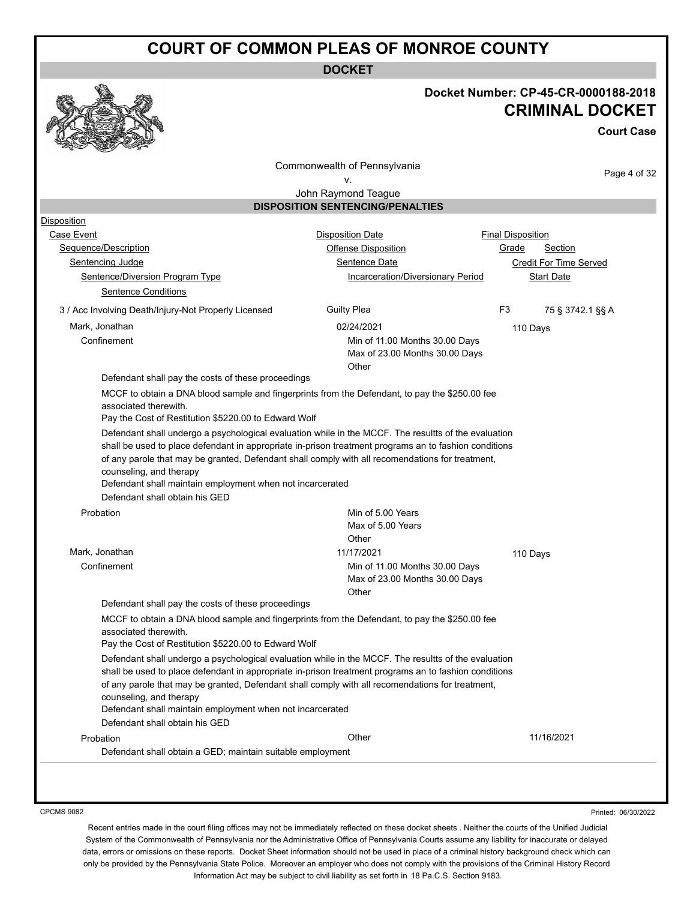# COURT OF COMMON PLEAS OF MONROE COUNTY

**DOCKET**

**Docket Number: CP-45-CR-0000188-2018**

**CRIMINAL DOCKET**

**Court Case**

Commonwealth of Pennsylvania
v.
John Raymond Teague

## DISPOSITION SENTENCING/PENALTIES

Disposition
Case Event | Disposition Date | Final Disposition
Sequence/Description | Offense Disposition | Grade | Section
Sentencing Judge | Sentence Date | Credit For Time Served
Sentence/Diversion Program Type | Incarceration/Diversionary Period | Start Date
Sentence Conditions

3 / Acc Involving Death/Injury-Not Properly Licensed | Guilty Plea | F3 | 75 § 3742.1 §§ A

Mark, Jonathan | 02/24/2021 | 110 Days

Confinement | Min of 11.00 Months 30.00 Days | Max of 23.00 Months 30.00 Days | Other

Defendant shall pay the costs of these proceedings

MCCF to obtain a DNA blood sample and fingerprints from the Defendant, to pay the $250.00 fee associated therewith.
Pay the Cost of Restitution $5220.00 to Edward Wolf

Defendant shall undergo a psychological evaluation while in the MCCF. The resultts of the evaluation shall be used to place defendant in appropriate in-prison treatment programs an to fashion conditions of any parole that may be granted, Defendant shall comply with all recomendations for treatment, counseling, and therapy
Defendant shall maintain employment when not incarcerated
Defendant shall obtain his GED

Probation | Min of 5.00 Years | Max of 5.00 Years | Other

Mark, Jonathan | 11/17/2021 | 110 Days

Confinement | Min of 11.00 Months 30.00 Days | Max of 23.00 Months 30.00 Days | Other

Defendant shall pay the costs of these proceedings

MCCF to obtain a DNA blood sample and fingerprints from the Defendant, to pay the $250.00 fee associated therewith.
Pay the Cost of Restitution $5220.00 to Edward Wolf

Defendant shall undergo a psychological evaluation while in the MCCF. The resultts of the evaluation shall be used to place defendant in appropriate in-prison treatment programs an to fashion conditions of any parole that may be granted, Defendant shall comply with all recomendations for treatment, counseling, and therapy
Defendant shall maintain employment when not incarcerated
Defendant shall obtain his GED

Probation | Other | 11/16/2021

Defendant shall obtain a GED; maintain suitable employment

CPCMS 9082

Printed: 06/30/2022

Recent entries made in the court filing offices may not be immediately reflected on these docket sheets . Neither the courts of the Unified Judicial System of the Commonwealth of Pennsylvania nor the Administrative Office of Pennsylvania Courts assume any liability for inaccurate or delayed data, errors or omissions on these reports. Docket Sheet information should not be used in place of a criminal history background check which can only be provided by the Pennsylvania State Police. Moreover an employer who does not comply with the provisions of the Criminal History Record Information Act may be subject to civil liability as set forth in 18 Pa.C.S. Section 9183.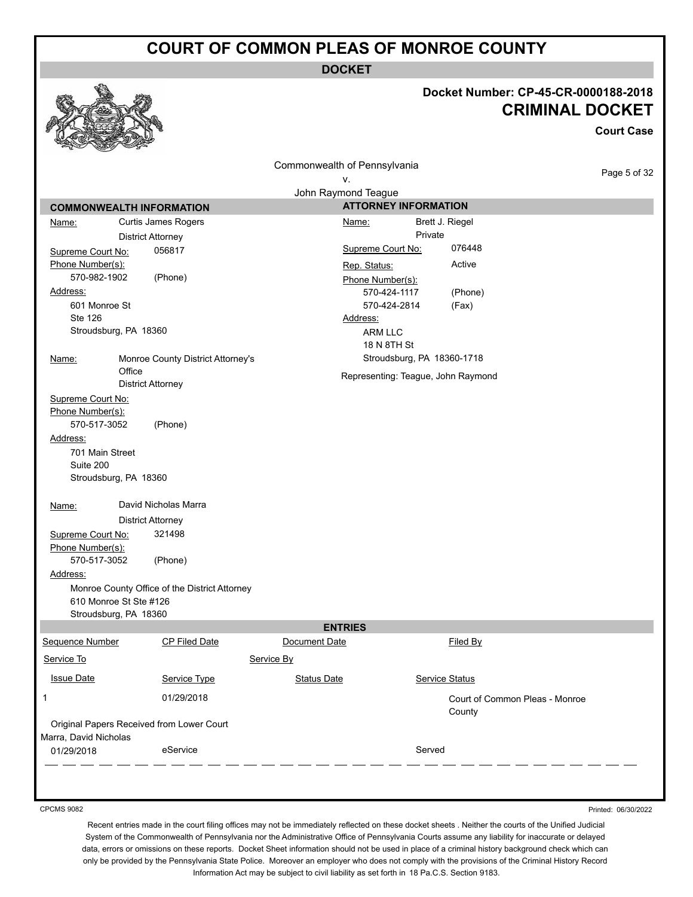# COURT OF COMMON PLEAS OF MONROE COUNTY

**DOCKET**

**Docket Number: CP-45-CR-0000188-2018**

**CRIMINAL DOCKET**

**Court Case**

Commonwealth of Pennsylvania
v.
John Raymond Teague

## COMMONWEALTH INFORMATION

Name: Curtis James Rogers
District Attorney
Supreme Court No: 056817
Phone Number(s):
570-982-1902 (Phone)
Address:
601 Monroe St
Ste 126
Stroudsburg, PA 18360

Name: Monroe County District Attorney's Office
District Attorney
Supreme Court No:
Phone Number(s):
570-517-3052 (Phone)
Address:
701 Main Street
Suite 200
Stroudsburg, PA 18360

Name: David Nicholas Marra
District Attorney
Supreme Court No: 321498
Phone Number(s):
570-517-3052 (Phone)
Address:
Monroe County Office of the District Attorney
610 Monroe St Ste #126
Stroudsburg, PA 18360

## ATTORNEY INFORMATION

Name: Brett J. Riegel
Private
Supreme Court No: 076448
Rep. Status: Active
Phone Number(s):
570-424-1117 (Phone)
570-424-2814 (Fax)
Address:
ARM LLC
18 N 8TH St
Stroudsburg, PA 18360-1718

Representing: Teague, John Raymond

## ENTRIES

| Sequence Number | CP Filed Date | Document Date | Filed By |
| --- | --- | --- | --- |
| Service To | | Service By | |
| Issue Date | Service Type | Status Date | Service Status |
| 1 | 01/29/2018 | | Court of Common Pleas - Monroe County |
| Original Papers Received from Lower Court | | | |
| Marra, David Nicholas | | | |
| 01/29/2018 | eService | | Served |

CPCMS 9082

Printed: 06/30/2022

Recent entries made in the court filing offices may not be immediately reflected on these docket sheets . Neither the courts of the Unified Judicial System of the Commonwealth of Pennsylvania nor the Administrative Office of Pennsylvania Courts assume any liability for inaccurate or delayed data, errors or omissions on these reports. Docket Sheet information should not be used in place of a criminal history background check which can only be provided by the Pennsylvania State Police. Moreover an employer who does not comply with the provisions of the Criminal History Record Information Act may be subject to civil liability as set forth in 18 Pa.C.S. Section 9183.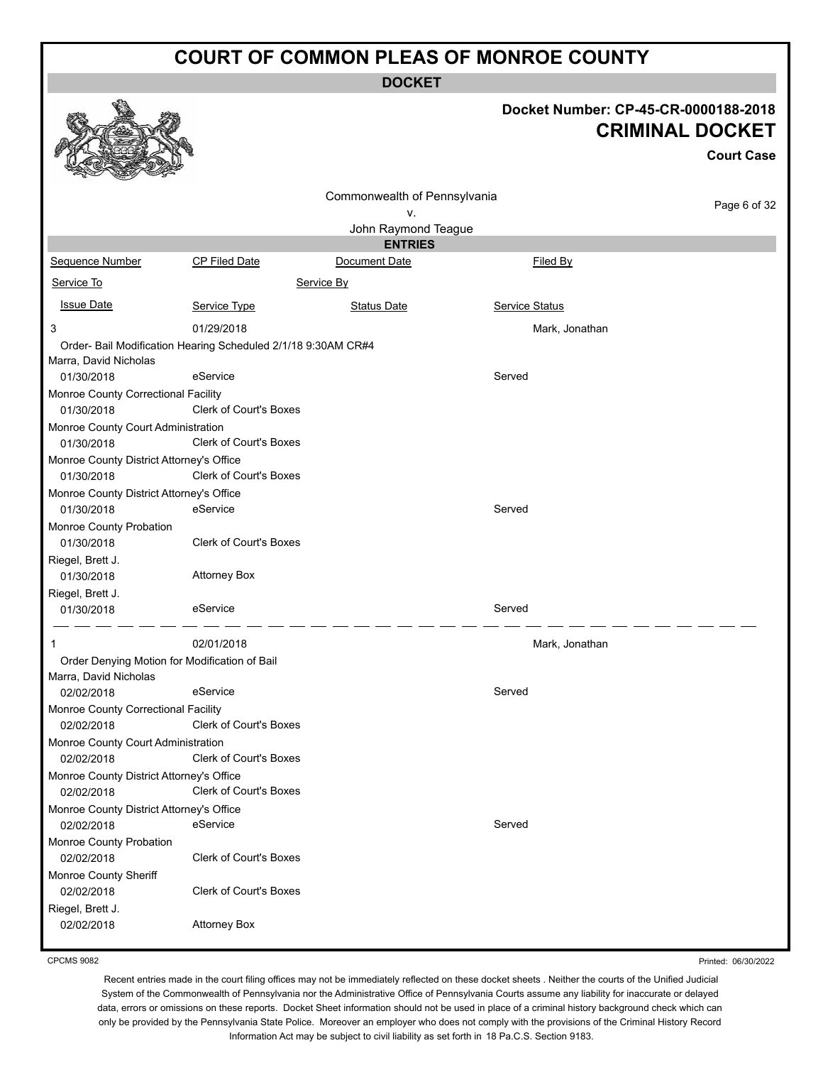# COURT OF COMMON PLEAS OF MONROE COUNTY

**DOCKET**

**Docket Number: CP-45-CR-0000188-2018**

**CRIMINAL DOCKET**

**Court Case**

Commonwealth of Pennsylvania
v.
John Raymond Teague

**ENTRIES**

| Sequence Number | CP Filed Date | Document Date | Filed By |
|---|---|---|---|
| Service To | | Service By | |
| Issue Date | Service Type | Status Date | Service Status |
| 3 | 01/29/2018 | | Mark, Jonathan |
| Order- Bail Modification Hearing Scheduled 2/1/18 9:30AM CR#4 | | | |
| Marra, David Nicholas | | | |
| 01/30/2018 | eService | | Served |
| Monroe County Correctional Facility | | | |
| 01/30/2018 | Clerk of Court's Boxes | | |
| Monroe County Court Administration | | | |
| 01/30/2018 | Clerk of Court's Boxes | | |
| Monroe County District Attorney's Office | | | |
| 01/30/2018 | Clerk of Court's Boxes | | |
| Monroe County District Attorney's Office | | | |
| 01/30/2018 | eService | | Served |
| Monroe County Probation | | | |
| 01/30/2018 | Clerk of Court's Boxes | | |
| Riegel, Brett J. | | | |
| 01/30/2018 | Attorney Box | | |
| Riegel, Brett J. | | | |
| 01/30/2018 | eService | | Served |
| 1 | 02/01/2018 | | Mark, Jonathan |
| Order Denying Motion for Modification of Bail | | | |
| Marra, David Nicholas | | | |
| 02/02/2018 | eService | | Served |
| Monroe County Correctional Facility | | | |
| 02/02/2018 | Clerk of Court's Boxes | | |
| Monroe County Court Administration | | | |
| 02/02/2018 | Clerk of Court's Boxes | | |
| Monroe County District Attorney's Office | | | |
| 02/02/2018 | Clerk of Court's Boxes | | |
| Monroe County District Attorney's Office | | | |
| 02/02/2018 | eService | | Served |
| Monroe County Probation | | | |
| 02/02/2018 | Clerk of Court's Boxes | | |
| Monroe County Sheriff | | | |
| 02/02/2018 | Clerk of Court's Boxes | | |
| Riegel, Brett J. | | | |
| 02/02/2018 | Attorney Box | | |

CPCMS 9082

Printed: 06/30/2022

Recent entries made in the court filing offices may not be immediately reflected on these docket sheets . Neither the courts of the Unified Judicial System of the Commonwealth of Pennsylvania nor the Administrative Office of Pennsylvania Courts assume any liability for inaccurate or delayed data, errors or omissions on these reports. Docket Sheet information should not be used in place of a criminal history background check which can only be provided by the Pennsylvania State Police. Moreover an employer who does not comply with the provisions of the Criminal History Record Information Act may be subject to civil liability as set forth in 18 Pa.C.S. Section 9183.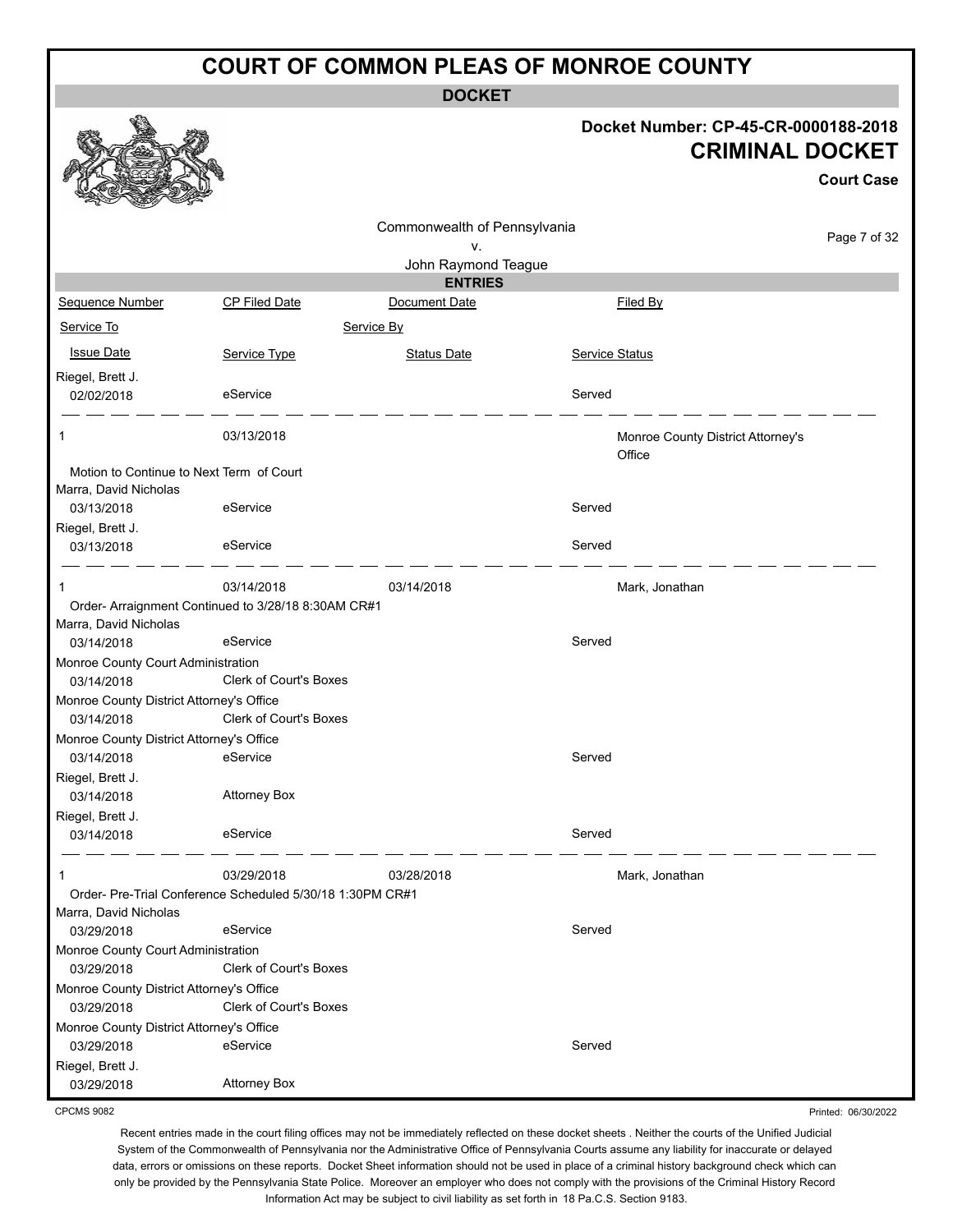# COURT OF COMMON PLEAS OF MONROE COUNTY

**DOCKET**

**Docket Number: CP-45-CR-0000188-2018**

**CRIMINAL DOCKET**

**Court Case**

Commonwealth of Pennsylvania
v.
John Raymond Teague

**ENTRIES**

| Sequence Number | CP Filed Date | Document Date | Filed By |
|---|---|---|---|
| Service To | | Service By | |
| Issue Date | Service Type | Status Date | Service Status |

| | | | |
|---|---|---|---|
| Riegel, Brett J. | | | |
| 02/02/2018 | eService | | Served |

| | | | |
|---|---|---|---|
| 1 | 03/13/2018 | | Monroe County District Attorney's Office |
| Motion to Continue to Next Term of Court | | | |
| Marra, David Nicholas | | | |
| 03/13/2018 | eService | | Served |
| Riegel, Brett J. | | | |
| 03/13/2018 | eService | | Served |

| | | | |
|---|---|---|---|
| 1 | 03/14/2018 | 03/14/2018 | Mark, Jonathan |
| Order- Arraignment Continued to 3/28/18 8:30AM CR#1 | | | |
| Marra, David Nicholas | | | |
| 03/14/2018 | eService | | Served |
| Monroe County Court Administration | | | |
| 03/14/2018 | Clerk of Court's Boxes | | |
| Monroe County District Attorney's Office | | | |
| 03/14/2018 | Clerk of Court's Boxes | | |
| Monroe County District Attorney's Office | | | |
| 03/14/2018 | eService | | Served |
| Riegel, Brett J. | | | |
| 03/14/2018 | Attorney Box | | |
| Riegel, Brett J. | | | |
| 03/14/2018 | eService | | Served |

| | | | |
|---|---|---|---|
| 1 | 03/29/2018 | 03/28/2018 | Mark, Jonathan |
| Order- Pre-Trial Conference Scheduled 5/30/18 1:30PM CR#1 | | | |
| Marra, David Nicholas | | | |
| 03/29/2018 | eService | | Served |
| Monroe County Court Administration | | | |
| 03/29/2018 | Clerk of Court's Boxes | | |
| Monroe County District Attorney's Office | | | |
| 03/29/2018 | Clerk of Court's Boxes | | |
| Monroe County District Attorney's Office | | | |
| 03/29/2018 | eService | | Served |
| Riegel, Brett J. | | | |
| 03/29/2018 | Attorney Box | | |

CPCMS 9082

Printed: 06/30/2022

Recent entries made in the court filing offices may not be immediately reflected on these docket sheets . Neither the courts of the Unified Judicial System of the Commonwealth of Pennsylvania nor the Administrative Office of Pennsylvania Courts assume any liability for inaccurate or delayed data, errors or omissions on these reports. Docket Sheet information should not be used in place of a criminal history background check which can only be provided by the Pennsylvania State Police. Moreover an employer who does not comply with the provisions of the Criminal History Record Information Act may be subject to civil liability as set forth in 18 Pa.C.S. Section 9183.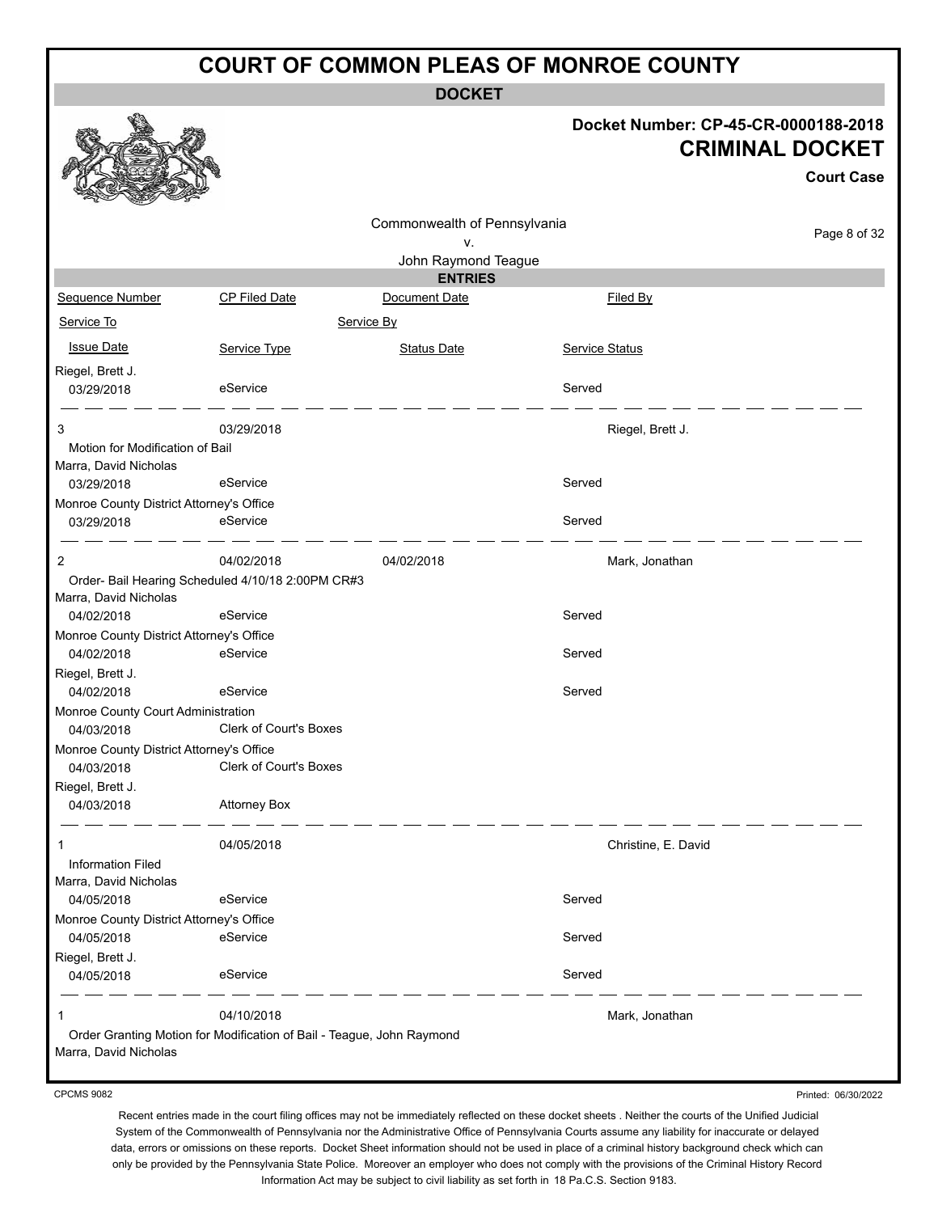# COURT OF COMMON PLEAS OF MONROE COUNTY

**DOCKET**

**Docket Number: CP-45-CR-0000188-2018**

**CRIMINAL DOCKET**

**Court Case**

Commonwealth of Pennsylvania
v.
John Raymond Teague

**ENTRIES**

| Sequence Number | CP Filed Date | Document Date | Filed By |
|---|---|---|---|
| Service To | | Service By | |
| Issue Date | Service Type | Status Date | Service Status |
| Riegel, Brett J. | | | |
| 03/29/2018 | eService | | Served |
| 3 | 03/29/2018 | | Riegel, Brett J. |
| Motion for Modification of Bail | | | |
| Marra, David Nicholas | | | |
| 03/29/2018 | eService | | Served |
| Monroe County District Attorney's Office | | | |
| 03/29/2018 | eService | | Served |
| 2 | 04/02/2018 | 04/02/2018 | Mark, Jonathan |
| Order- Bail Hearing Scheduled 4/10/18 2:00PM CR#3 | | | |
| Marra, David Nicholas | | | |
| 04/02/2018 | eService | | Served |
| Monroe County District Attorney's Office | | | |
| 04/02/2018 | eService | | Served |
| Riegel, Brett J. | | | |
| 04/02/2018 | eService | | Served |
| Monroe County Court Administration | | | |
| 04/03/2018 | Clerk of Court's Boxes | | |
| Monroe County District Attorney's Office | | | |
| 04/03/2018 | Clerk of Court's Boxes | | |
| Riegel, Brett J. | | | |
| 04/03/2018 | Attorney Box | | |
| 1 | 04/05/2018 | | Christine, E. David |
| Information Filed | | | |
| Marra, David Nicholas | | | |
| 04/05/2018 | eService | | Served |
| Monroe County District Attorney's Office | | | |
| 04/05/2018 | eService | | Served |
| Riegel, Brett J. | | | |
| 04/05/2018 | eService | | Served |
| 1 | 04/10/2018 | | Mark, Jonathan |
| Order Granting Motion for Modification of Bail - Teague, John Raymond | | | |
| Marra, David Nicholas | | | |

CPCMS 9082

Printed: 06/30/2022

Recent entries made in the court filing offices may not be immediately reflected on these docket sheets . Neither the courts of the Unified Judicial System of the Commonwealth of Pennsylvania nor the Administrative Office of Pennsylvania Courts assume any liability for inaccurate or delayed data, errors or omissions on these reports. Docket Sheet information should not be used in place of a criminal history background check which can only be provided by the Pennsylvania State Police. Moreover an employer who does not comply with the provisions of the Criminal History Record Information Act may be subject to civil liability as set forth in 18 Pa.C.S. Section 9183.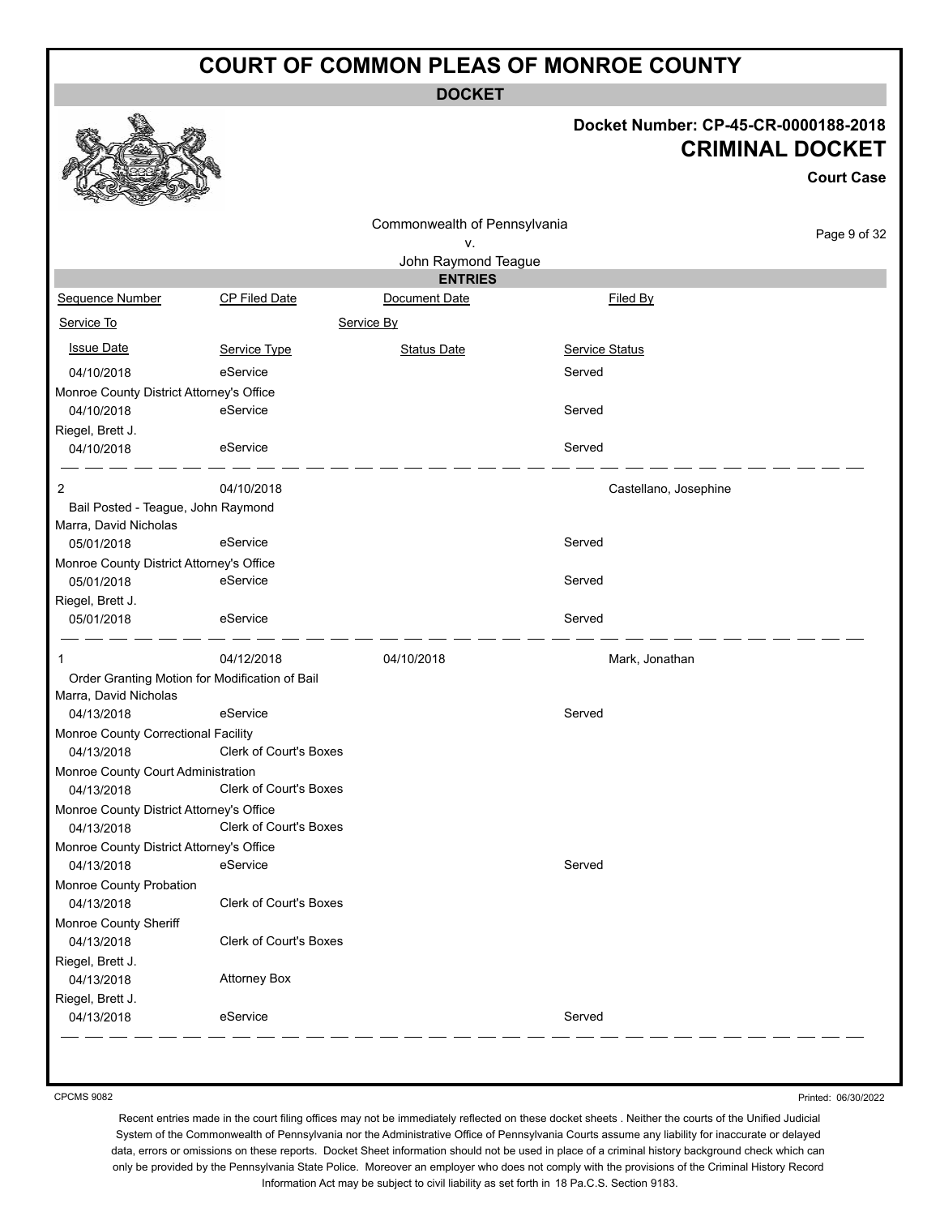# COURT OF COMMON PLEAS OF MONROE COUNTY

**DOCKET**

**Docket Number: CP-45-CR-0000188-2018**

## CRIMINAL DOCKET

**Court Case**

Commonwealth of Pennsylvania
v.
John Raymond Teague

**ENTRIES**

| Sequence Number | CP Filed Date | Document Date | Filed By |
|---|---|---|---|
| Service To | | Service By | |
| Issue Date | Service Type | Status Date | Service Status |
| 04/10/2018 | eService | | Served |
| Monroe County District Attorney's Office | | | |
| 04/10/2018 | eService | | Served |
| Riegel, Brett J. | | | |
| 04/10/2018 | eService | | Served |
| 2 | 04/10/2018 | | Castellano, Josephine |
| Bail Posted - Teague, John Raymond | | | |
| Marra, David Nicholas | | | |
| 05/01/2018 | eService | | Served |
| Monroe County District Attorney's Office | | | |
| 05/01/2018 | eService | | Served |
| Riegel, Brett J. | | | |
| 05/01/2018 | eService | | Served |
| 1 | 04/12/2018 | 04/10/2018 | Mark, Jonathan |
| Order Granting Motion for Modification of Bail | | | |
| Marra, David Nicholas | | | |
| 04/13/2018 | eService | | Served |
| Monroe County Correctional Facility | | | |
| 04/13/2018 | Clerk of Court's Boxes | | |
| Monroe County Court Administration | | | |
| 04/13/2018 | Clerk of Court's Boxes | | |
| Monroe County District Attorney's Office | | | |
| 04/13/2018 | Clerk of Court's Boxes | | |
| Monroe County District Attorney's Office | | | |
| 04/13/2018 | eService | | Served |
| Monroe County Probation | | | |
| 04/13/2018 | Clerk of Court's Boxes | | |
| Monroe County Sheriff | | | |
| 04/13/2018 | Clerk of Court's Boxes | | |
| Riegel, Brett J. | | | |
| 04/13/2018 | Attorney Box | | |
| Riegel, Brett J. | | | |
| 04/13/2018 | eService | | Served |

CPCMS 9082

Printed: 06/30/2022

Recent entries made in the court filing offices may not be immediately reflected on these docket sheets . Neither the courts of the Unified Judicial System of the Commonwealth of Pennsylvania nor the Administrative Office of Pennsylvania Courts assume any liability for inaccurate or delayed data, errors or omissions on these reports. Docket Sheet information should not be used in place of a criminal history background check which can only be provided by the Pennsylvania State Police. Moreover an employer who does not comply with the provisions of the Criminal History Record Information Act may be subject to civil liability as set forth in 18 Pa.C.S. Section 9183.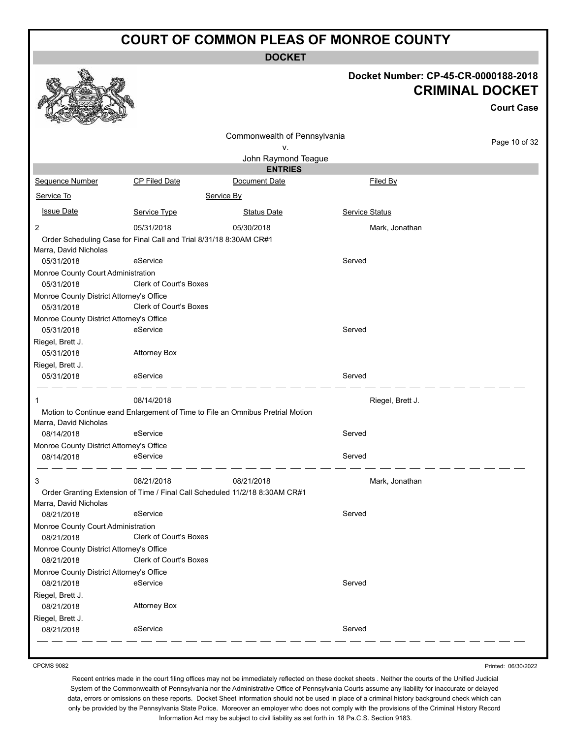# COURT OF COMMON PLEAS OF MONROE COUNTY

**DOCKET**

**Docket Number: CP-45-CR-0000188-2018**

**CRIMINAL DOCKET**

**Court Case**

Commonwealth of Pennsylvania
v.
John Raymond Teague

**ENTRIES**

| Sequence Number | CP Filed Date | Document Date | Filed By |
|---|---|---|---|
| Service To | | Service By | |
| Issue Date | Service Type | Status Date | Service Status |

| | | | |
|---|---|---|---|
| 2 | 05/31/2018 | 05/30/2018 | Mark, Jonathan |
| Order Scheduling Case for Final Call and Trial 8/31/18 8:30AM CR#1 | | | |
| Marra, David Nicholas | | | |
| 05/31/2018 | eService | | Served |
| Monroe County Court Administration | | | |
| 05/31/2018 | Clerk of Court's Boxes | | |
| Monroe County District Attorney's Office | | | |
| 05/31/2018 | Clerk of Court's Boxes | | |
| Monroe County District Attorney's Office | | | |
| 05/31/2018 | eService | | Served |
| Riegel, Brett J. | | | |
| 05/31/2018 | Attorney Box | | |
| Riegel, Brett J. | | | |
| 05/31/2018 | eService | | Served |

| | | | |
|---|---|---|---|
| 1 | 08/14/2018 | | Riegel, Brett J. |
| Motion to Continue eand Enlargement of Time to File an Omnibus Pretrial Motion | | | |
| Marra, David Nicholas | | | |
| 08/14/2018 | eService | | Served |
| Monroe County District Attorney's Office | | | |
| 08/14/2018 | eService | | Served |

| | | | |
|---|---|---|---|
| 3 | 08/21/2018 | 08/21/2018 | Mark, Jonathan |
| Order Granting Extension of Time / Final Call Scheduled 11/2/18 8:30AM CR#1 | | | |
| Marra, David Nicholas | | | |
| 08/21/2018 | eService | | Served |
| Monroe County Court Administration | | | |
| 08/21/2018 | Clerk of Court's Boxes | | |
| Monroe County District Attorney's Office | | | |
| 08/21/2018 | Clerk of Court's Boxes | | |
| Monroe County District Attorney's Office | | | |
| 08/21/2018 | eService | | Served |
| Riegel, Brett J. | | | |
| 08/21/2018 | Attorney Box | | |
| Riegel, Brett J. | | | |
| 08/21/2018 | eService | | Served |

CPCMS 9082

Printed: 06/30/2022

Recent entries made in the court filing offices may not be immediately reflected on these docket sheets . Neither the courts of the Unified Judicial System of the Commonwealth of Pennsylvania nor the Administrative Office of Pennsylvania Courts assume any liability for inaccurate or delayed data, errors or omissions on these reports. Docket Sheet information should not be used in place of a criminal history background check which can only be provided by the Pennsylvania State Police. Moreover an employer who does not comply with the provisions of the Criminal History Record Information Act may be subject to civil liability as set forth in 18 Pa.C.S. Section 9183.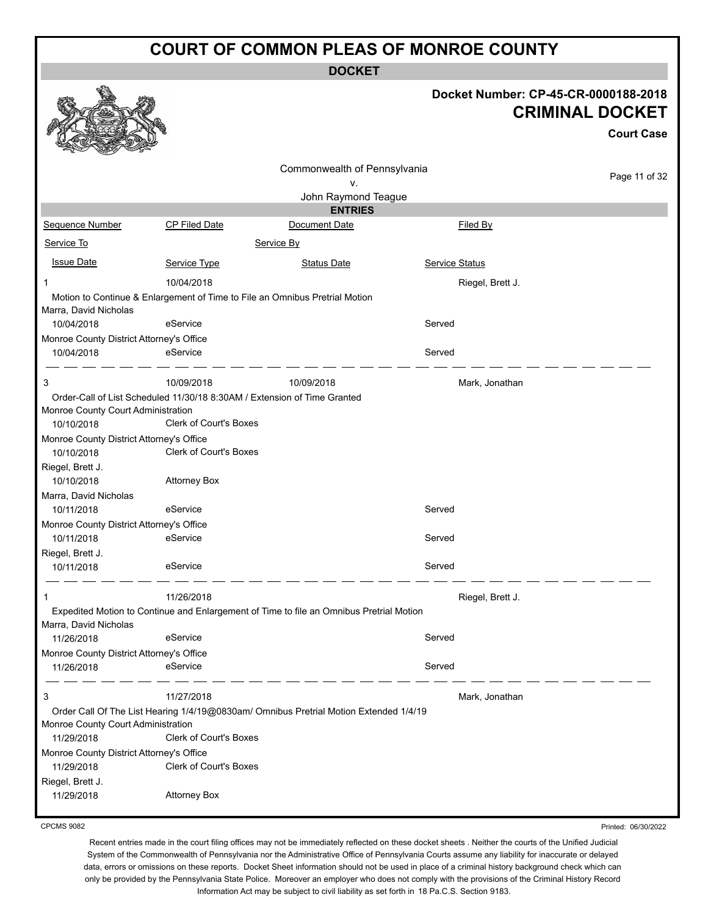# COURT OF COMMON PLEAS OF MONROE COUNTY

**DOCKET**

**Docket Number: CP-45-CR-0000188-2018**

**CRIMINAL DOCKET**

**Court Case**

Commonwealth of Pennsylvania
v.
John Raymond Teague

**ENTRIES**

| Sequence Number | CP Filed Date | Document Date | Filed By |
|---|---|---|---|
| Service To | | Service By | |
| Issue Date | Service Type | Status Date | Service Status |
| 1 | 10/04/2018 | | Riegel, Brett J. |
| Motion to Continue & Enlargement of Time to File an Omnibus Pretrial Motion | | | |
| Marra, David Nicholas | | | |
| 10/04/2018 | eService | | Served |
| Monroe County District Attorney's Office | | | |
| 10/04/2018 | eService | | Served |
| 3 | 10/09/2018 | 10/09/2018 | Mark, Jonathan |
| Order-Call of List Scheduled 11/30/18 8:30AM / Extension of Time Granted | | | |
| Monroe County Court Administration | | | |
| 10/10/2018 | Clerk of Court's Boxes | | |
| Monroe County District Attorney's Office | | | |
| 10/10/2018 | Clerk of Court's Boxes | | |
| Riegel, Brett J. | | | |
| 10/10/2018 | Attorney Box | | |
| Marra, David Nicholas | | | |
| 10/11/2018 | eService | | Served |
| Monroe County District Attorney's Office | | | |
| 10/11/2018 | eService | | Served |
| Riegel, Brett J. | | | |
| 10/11/2018 | eService | | Served |
| 1 | 11/26/2018 | | Riegel, Brett J. |
| Expedited Motion to Continue and Enlargement of Time to file an Omnibus Pretrial Motion | | | |
| Marra, David Nicholas | | | |
| 11/26/2018 | eService | | Served |
| Monroe County District Attorney's Office | | | |
| 11/26/2018 | eService | | Served |
| 3 | 11/27/2018 | | Mark, Jonathan |
| Order Call Of The List Hearing 1/4/19@0830am/ Omnibus Pretrial Motion Extended 1/4/19 | | | |
| Monroe County Court Administration | | | |
| 11/29/2018 | Clerk of Court's Boxes | | |
| Monroe County District Attorney's Office | | | |
| 11/29/2018 | Clerk of Court's Boxes | | |
| Riegel, Brett J. | | | |
| 11/29/2018 | Attorney Box | | |

CPCMS 9082

Printed: 06/30/2022

Recent entries made in the court filing offices may not be immediately reflected on these docket sheets . Neither the courts of the Unified Judicial System of the Commonwealth of Pennsylvania nor the Administrative Office of Pennsylvania Courts assume any liability for inaccurate or delayed data, errors or omissions on these reports. Docket Sheet information should not be used in place of a criminal history background check which can only be provided by the Pennsylvania State Police. Moreover an employer who does not comply with the provisions of the Criminal History Record Information Act may be subject to civil liability as set forth in 18 Pa.C.S. Section 9183.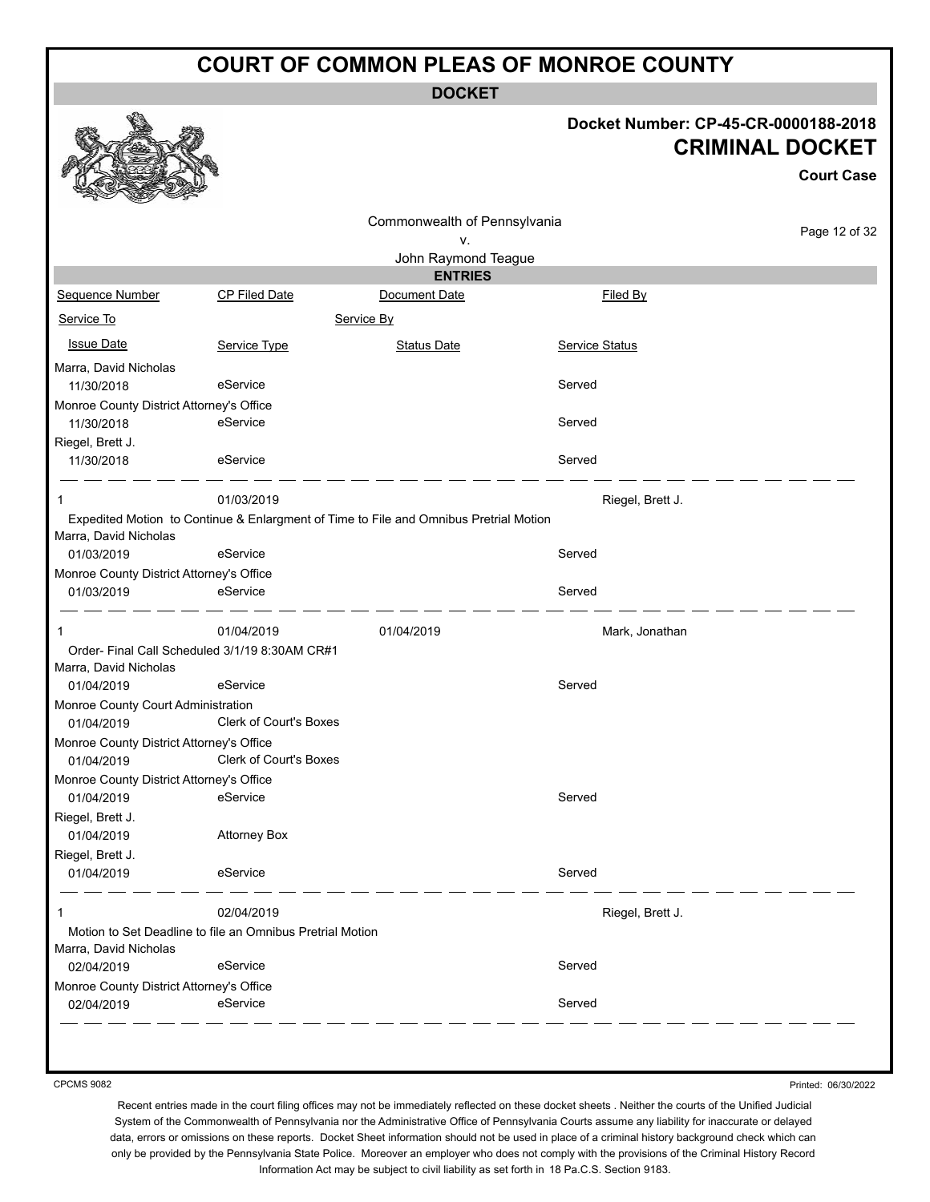# COURT OF COMMON PLEAS OF MONROE COUNTY

**DOCKET**

**Docket Number: CP-45-CR-0000188-2018**

**CRIMINAL DOCKET**

**Court Case**

Commonwealth of Pennsylvania
v.
John Raymond Teague

**ENTRIES**

| Sequence Number | CP Filed Date | Document Date | Filed By |
|---|---|---|---|
| Service To | | Service By | |
| Issue Date | Service Type | Status Date | Service Status |
| Marra, David Nicholas | | | |
| 11/30/2018 | eService | | Served |
| Monroe County District Attorney's Office | | | |
| 11/30/2018 | eService | | Served |
| Riegel, Brett J. | | | |
| 11/30/2018 | eService | | Served |
| 1 | 01/03/2019 | | Riegel, Brett J. |
| Expedited Motion to Continue & Enlargment of Time to File and Omnibus Pretrial Motion | | | |
| Marra, David Nicholas | | | |
| 01/03/2019 | eService | | Served |
| Monroe County District Attorney's Office | | | |
| 01/03/2019 | eService | | Served |
| 1 | 01/04/2019 | 01/04/2019 | Mark, Jonathan |
| Order- Final Call Scheduled 3/1/19 8:30AM CR#1 | | | |
| Marra, David Nicholas | | | |
| 01/04/2019 | eService | | Served |
| Monroe County Court Administration | | | |
| 01/04/2019 | Clerk of Court's Boxes | | |
| Monroe County District Attorney's Office | | | |
| 01/04/2019 | Clerk of Court's Boxes | | |
| Monroe County District Attorney's Office | | | |
| 01/04/2019 | eService | | Served |
| Riegel, Brett J. | | | |
| 01/04/2019 | Attorney Box | | |
| Riegel, Brett J. | | | |
| 01/04/2019 | eService | | Served |
| 1 | 02/04/2019 | | Riegel, Brett J. |
| Motion to Set Deadline to file an Omnibus Pretrial Motion | | | |
| Marra, David Nicholas | | | |
| 02/04/2019 | eService | | Served |
| Monroe County District Attorney's Office | | | |
| 02/04/2019 | eService | | Served |

CPCMS 9082

Printed: 06/30/2022

Recent entries made in the court filing offices may not be immediately reflected on these docket sheets . Neither the courts of the Unified Judicial System of the Commonwealth of Pennsylvania nor the Administrative Office of Pennsylvania Courts assume any liability for inaccurate or delayed data, errors or omissions on these reports. Docket Sheet information should not be used in place of a criminal history background check which can only be provided by the Pennsylvania State Police. Moreover an employer who does not comply with the provisions of the Criminal History Record Information Act may be subject to civil liability as set forth in 18 Pa.C.S. Section 9183.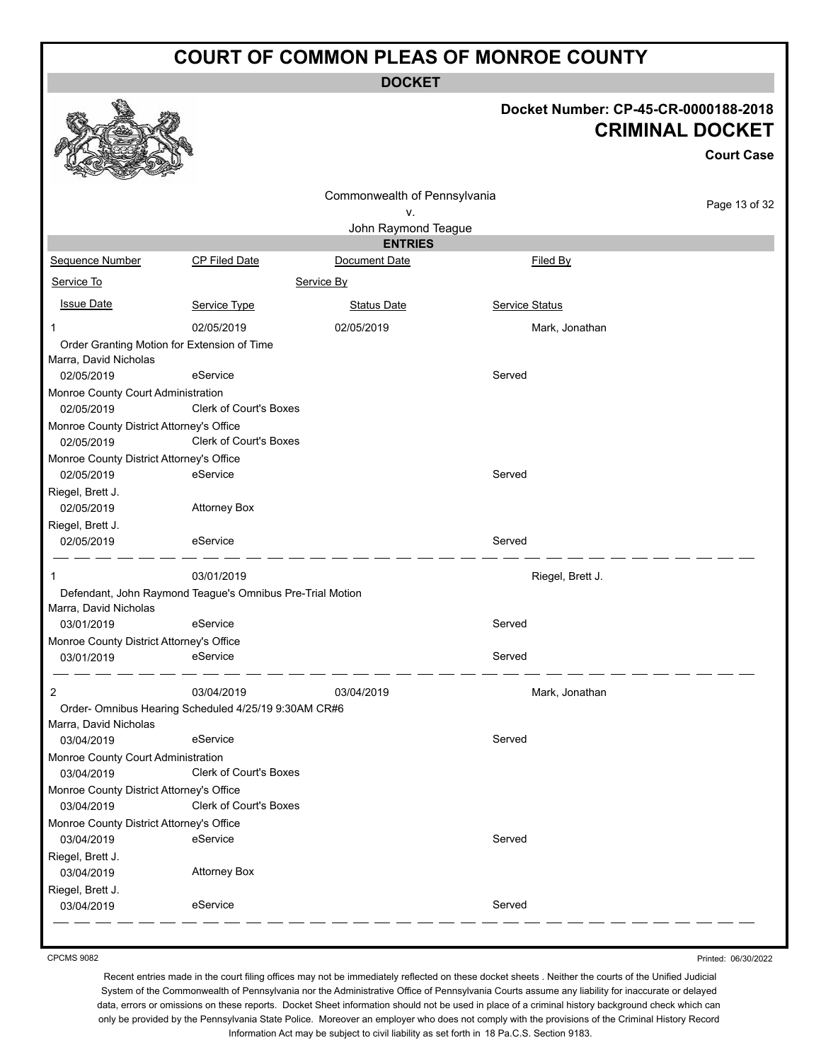# COURT OF COMMON PLEAS OF MONROE COUNTY

**DOCKET**

**Docket Number: CP-45-CR-0000188-2018**

**CRIMINAL DOCKET**

**Court Case**

Commonwealth of Pennsylvania
v.
John Raymond Teague

**ENTRIES**

| Sequence Number | CP Filed Date | Document Date | Filed By |
|---|---|---|---|
| Service To | | Service By | |
| Issue Date | Service Type | Status Date | Service Status |

| | | | |
|---|---|---|---|
| 1 | 02/05/2019 | 02/05/2019 | Mark, Jonathan |
| Order Granting Motion for Extension of Time | | | |
| Marra, David Nicholas | | | |
| 02/05/2019 | eService | | Served |
| Monroe County Court Administration | | | |
| 02/05/2019 | Clerk of Court's Boxes | | |
| Monroe County District Attorney's Office | | | |
| 02/05/2019 | Clerk of Court's Boxes | | |
| Monroe County District Attorney's Office | | | |
| 02/05/2019 | eService | | Served |
| Riegel, Brett J. | | | |
| 02/05/2019 | Attorney Box | | |
| Riegel, Brett J. | | | |
| 02/05/2019 | eService | | Served |

| | | | |
|---|---|---|---|
| 1 | 03/01/2019 | | Riegel, Brett J. |
| Defendant, John Raymond Teague's Omnibus Pre-Trial Motion | | | |
| Marra, David Nicholas | | | |
| 03/01/2019 | eService | | Served |
| Monroe County District Attorney's Office | | | |
| 03/01/2019 | eService | | Served |

| | | | |
|---|---|---|---|
| 2 | 03/04/2019 | 03/04/2019 | Mark, Jonathan |
| Order- Omnibus Hearing Scheduled 4/25/19 9:30AM CR#6 | | | |
| Marra, David Nicholas | | | |
| 03/04/2019 | eService | | Served |
| Monroe County Court Administration | | | |
| 03/04/2019 | Clerk of Court's Boxes | | |
| Monroe County District Attorney's Office | | | |
| 03/04/2019 | Clerk of Court's Boxes | | |
| Monroe County District Attorney's Office | | | |
| 03/04/2019 | eService | | Served |
| Riegel, Brett J. | | | |
| 03/04/2019 | Attorney Box | | |
| Riegel, Brett J. | | | |
| 03/04/2019 | eService | | Served |

CPCMS 9082

Printed: 06/30/2022

Recent entries made in the court filing offices may not be immediately reflected on these docket sheets . Neither the courts of the Unified Judicial System of the Commonwealth of Pennsylvania nor the Administrative Office of Pennsylvania Courts assume any liability for inaccurate or delayed data, errors or omissions on these reports. Docket Sheet information should not be used in place of a criminal history background check which can only be provided by the Pennsylvania State Police. Moreover an employer who does not comply with the provisions of the Criminal History Record Information Act may be subject to civil liability as set forth in 18 Pa.C.S. Section 9183.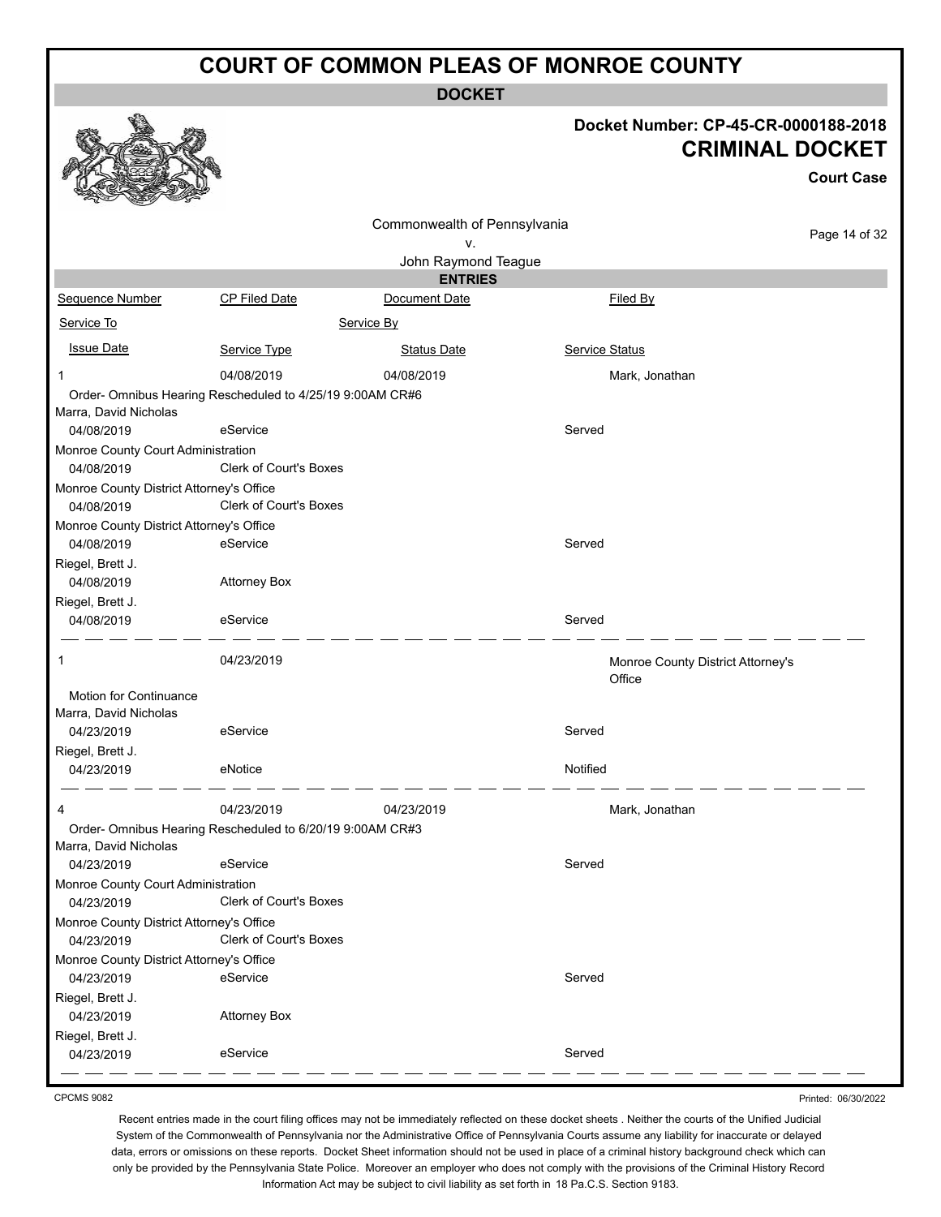# COURT OF COMMON PLEAS OF MONROE COUNTY

## DOCKET

**Docket Number: CP-45-CR-0000188-2018**

**CRIMINAL DOCKET**

**Court Case**

Commonwealth of Pennsylvania
v.
John Raymond Teague

### ENTRIES

| Sequence Number | CP Filed Date | Document Date | Filed By |
|---|---|---|---|
| Service To | | Service By | |
| Issue Date | Service Type | Status Date | Service Status |
| 1 | 04/08/2019 | 04/08/2019 | Mark, Jonathan |
| Order- Omnibus Hearing Rescheduled to 4/25/19 9:00AM CR#6 | | | |
| Marra, David Nicholas | | | |
| 04/08/2019 | eService | | Served |
| Monroe County Court Administration | | | |
| 04/08/2019 | Clerk of Court's Boxes | | |
| Monroe County District Attorney's Office | | | |
| 04/08/2019 | Clerk of Court's Boxes | | |
| Monroe County District Attorney's Office | | | |
| 04/08/2019 | eService | | Served |
| Riegel, Brett J. | | | |
| 04/08/2019 | Attorney Box | | |
| Riegel, Brett J. | | | |
| 04/08/2019 | eService | | Served |
| 1 | 04/23/2019 | | Monroe County District Attorney's Office |
| Motion for Continuance | | | |
| Marra, David Nicholas | | | |
| 04/23/2019 | eService | | Served |
| Riegel, Brett J. | | | |
| 04/23/2019 | eNotice | | Notified |
| 4 | 04/23/2019 | 04/23/2019 | Mark, Jonathan |
| Order- Omnibus Hearing Rescheduled to 6/20/19 9:00AM CR#3 | | | |
| Marra, David Nicholas | | | |
| 04/23/2019 | eService | | Served |
| Monroe County Court Administration | | | |
| 04/23/2019 | Clerk of Court's Boxes | | |
| Monroe County District Attorney's Office | | | |
| 04/23/2019 | Clerk of Court's Boxes | | |
| Monroe County District Attorney's Office | | | |
| 04/23/2019 | eService | | Served |
| Riegel, Brett J. | | | |
| 04/23/2019 | Attorney Box | | |
| Riegel, Brett J. | | | |
| 04/23/2019 | eService | | Served |

CPCMS 9082

Printed: 06/30/2022

Recent entries made in the court filing offices may not be immediately reflected on these docket sheets . Neither the courts of the Unified Judicial System of the Commonwealth of Pennsylvania nor the Administrative Office of Pennsylvania Courts assume any liability for inaccurate or delayed data, errors or omissions on these reports. Docket Sheet information should not be used in place of a criminal history background check which can only be provided by the Pennsylvania State Police. Moreover an employer who does not comply with the provisions of the Criminal History Record Information Act may be subject to civil liability as set forth in 18 Pa.C.S. Section 9183.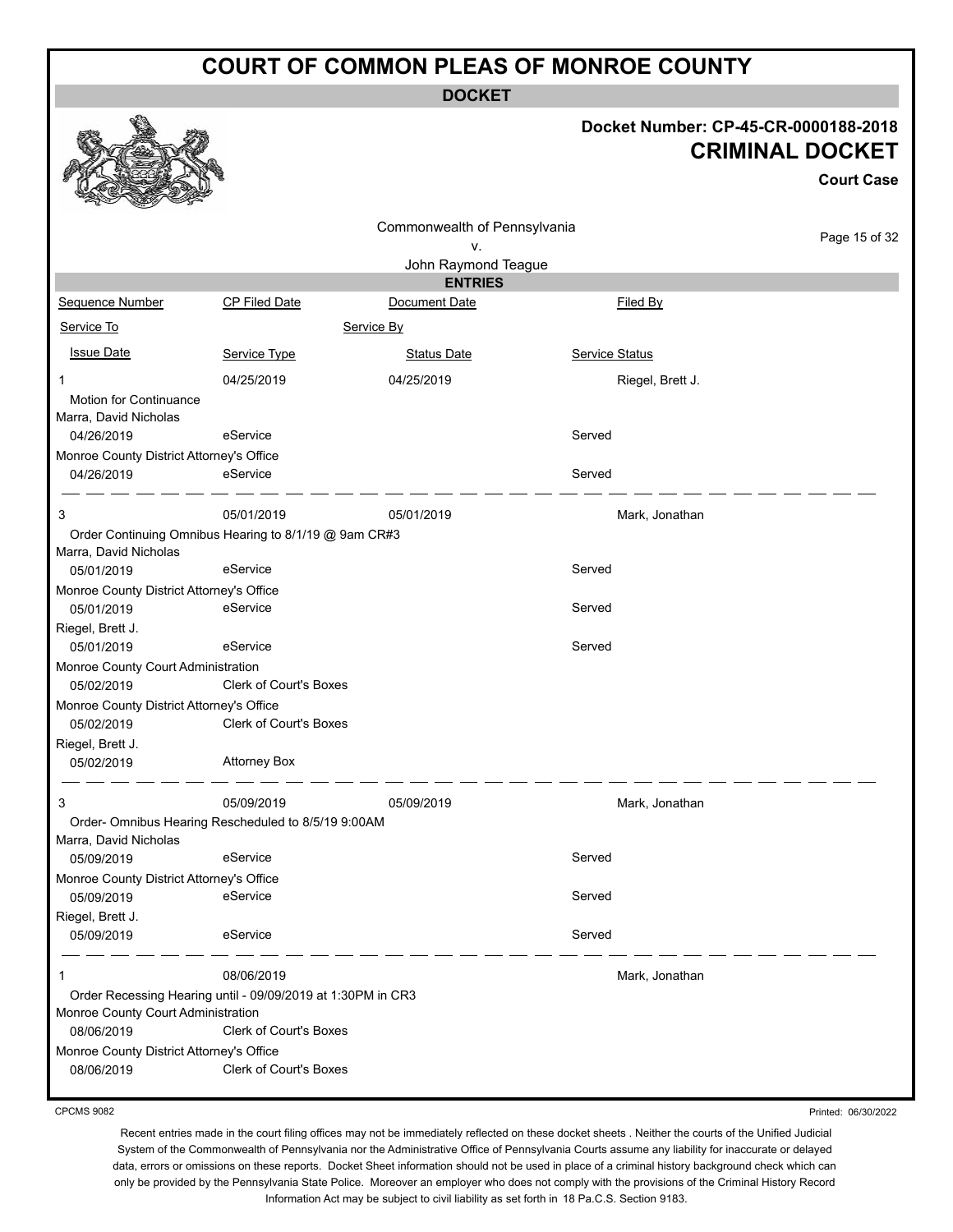# COURT OF COMMON PLEAS OF MONROE COUNTY

## DOCKET

**Docket Number: CP-45-CR-0000188-2018**

**CRIMINAL DOCKET**

**Court Case**

Commonwealth of Pennsylvania
v.
John Raymond Teague

### ENTRIES

| Sequence Number | CP Filed Date | Document Date | Filed By |
|---|---|---|---|
| Service To | | Service By | |
| Issue Date | Service Type | Status Date | Service Status |
| 1 | 04/25/2019 | 04/25/2019 | Riegel, Brett J. |
| Motion for Continuance | | | |
| Marra, David Nicholas | | | |
| 04/26/2019 | eService | | Served |
| Monroe County District Attorney's Office | | | |
| 04/26/2019 | eService | | Served |
| 3 | 05/01/2019 | 05/01/2019 | Mark, Jonathan |
| Order Continuing Omnibus Hearing to 8/1/19 @ 9am CR#3 | | | |
| Marra, David Nicholas | | | |
| 05/01/2019 | eService | | Served |
| Monroe County District Attorney's Office | | | |
| 05/01/2019 | eService | | Served |
| Riegel, Brett J. | | | |
| 05/01/2019 | eService | | Served |
| Monroe County Court Administration | | | |
| 05/02/2019 | Clerk of Court's Boxes | | |
| Monroe County District Attorney's Office | | | |
| 05/02/2019 | Clerk of Court's Boxes | | |
| Riegel, Brett J. | | | |
| 05/02/2019 | Attorney Box | | |
| 3 | 05/09/2019 | 05/09/2019 | Mark, Jonathan |
| Order- Omnibus Hearing Rescheduled to 8/5/19 9:00AM | | | |
| Marra, David Nicholas | | | |
| 05/09/2019 | eService | | Served |
| Monroe County District Attorney's Office | | | |
| 05/09/2019 | eService | | Served |
| Riegel, Brett J. | | | |
| 05/09/2019 | eService | | Served |
| 1 | 08/06/2019 | | Mark, Jonathan |
| Order Recessing Hearing until - 09/09/2019 at 1:30PM in CR3 | | | |
| Monroe County Court Administration | | | |
| 08/06/2019 | Clerk of Court's Boxes | | |
| Monroe County District Attorney's Office | | | |
| 08/06/2019 | Clerk of Court's Boxes | | |

CPCMS 9082

Printed: 06/30/2022

Recent entries made in the court filing offices may not be immediately reflected on these docket sheets . Neither the courts of the Unified Judicial System of the Commonwealth of Pennsylvania nor the Administrative Office of Pennsylvania Courts assume any liability for inaccurate or delayed data, errors or omissions on these reports. Docket Sheet information should not be used in place of a criminal history background check which can only be provided by the Pennsylvania State Police. Moreover an employer who does not comply with the provisions of the Criminal History Record Information Act may be subject to civil liability as set forth in 18 Pa.C.S. Section 9183.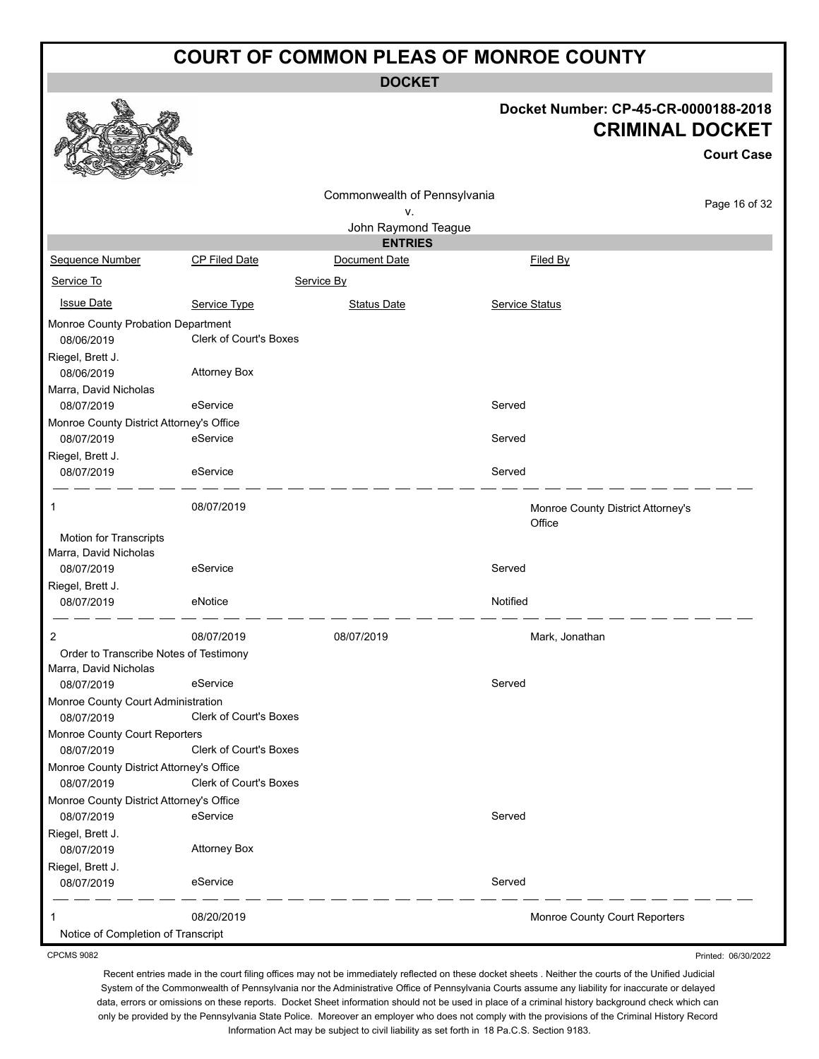# COURT OF COMMON PLEAS OF MONROE COUNTY

**DOCKET**

**Docket Number: CP-45-CR-0000188-2018**

**CRIMINAL DOCKET**

**Court Case**

Commonwealth of Pennsylvania
v.
John Raymond Teague

**ENTRIES**

| Sequence Number | CP Filed Date | Document Date | Filed By |
|---|---|---|---|
| Service To | | Service By | |
| Issue Date | Service Type | Status Date | Service Status |
| Monroe County Probation Department | | | |
| 08/06/2019 | Clerk of Court's Boxes | | |
| Riegel, Brett J. | | | |
| 08/06/2019 | Attorney Box | | |
| Marra, David Nicholas | | | |
| 08/07/2019 | eService | | Served |
| Monroe County District Attorney's Office | | | |
| 08/07/2019 | eService | | Served |
| Riegel, Brett J. | | | |
| 08/07/2019 | eService | | Served |
| 1 | 08/07/2019 | | Monroe County District Attorney's Office |
| Motion for Transcripts | | | |
| Marra, David Nicholas | | | |
| 08/07/2019 | eService | | Served |
| Riegel, Brett J. | | | |
| 08/07/2019 | eNotice | | Notified |
| 2 | 08/07/2019 | 08/07/2019 | Mark, Jonathan |
| Order to Transcribe Notes of Testimony | | | |
| Marra, David Nicholas | | | |
| 08/07/2019 | eService | | Served |
| Monroe County Court Administration | | | |
| 08/07/2019 | Clerk of Court's Boxes | | |
| Monroe County Court Reporters | | | |
| 08/07/2019 | Clerk of Court's Boxes | | |
| Monroe County District Attorney's Office | | | |
| 08/07/2019 | Clerk of Court's Boxes | | |
| Monroe County District Attorney's Office | | | |
| 08/07/2019 | eService | | Served |
| Riegel, Brett J. | | | |
| 08/07/2019 | Attorney Box | | |
| Riegel, Brett J. | | | |
| 08/07/2019 | eService | | Served |
| 1 | 08/20/2019 | | Monroe County Court Reporters |
| Notice of Completion of Transcript | | | |

CPCMS 9082

Printed: 06/30/2022

Recent entries made in the court filing offices may not be immediately reflected on these docket sheets . Neither the courts of the Unified Judicial System of the Commonwealth of Pennsylvania nor the Administrative Office of Pennsylvania Courts assume any liability for inaccurate or delayed data, errors or omissions on these reports. Docket Sheet information should not be used in place of a criminal history background check which can only be provided by the Pennsylvania State Police. Moreover an employer who does not comply with the provisions of the Criminal History Record Information Act may be subject to civil liability as set forth in 18 Pa.C.S. Section 9183.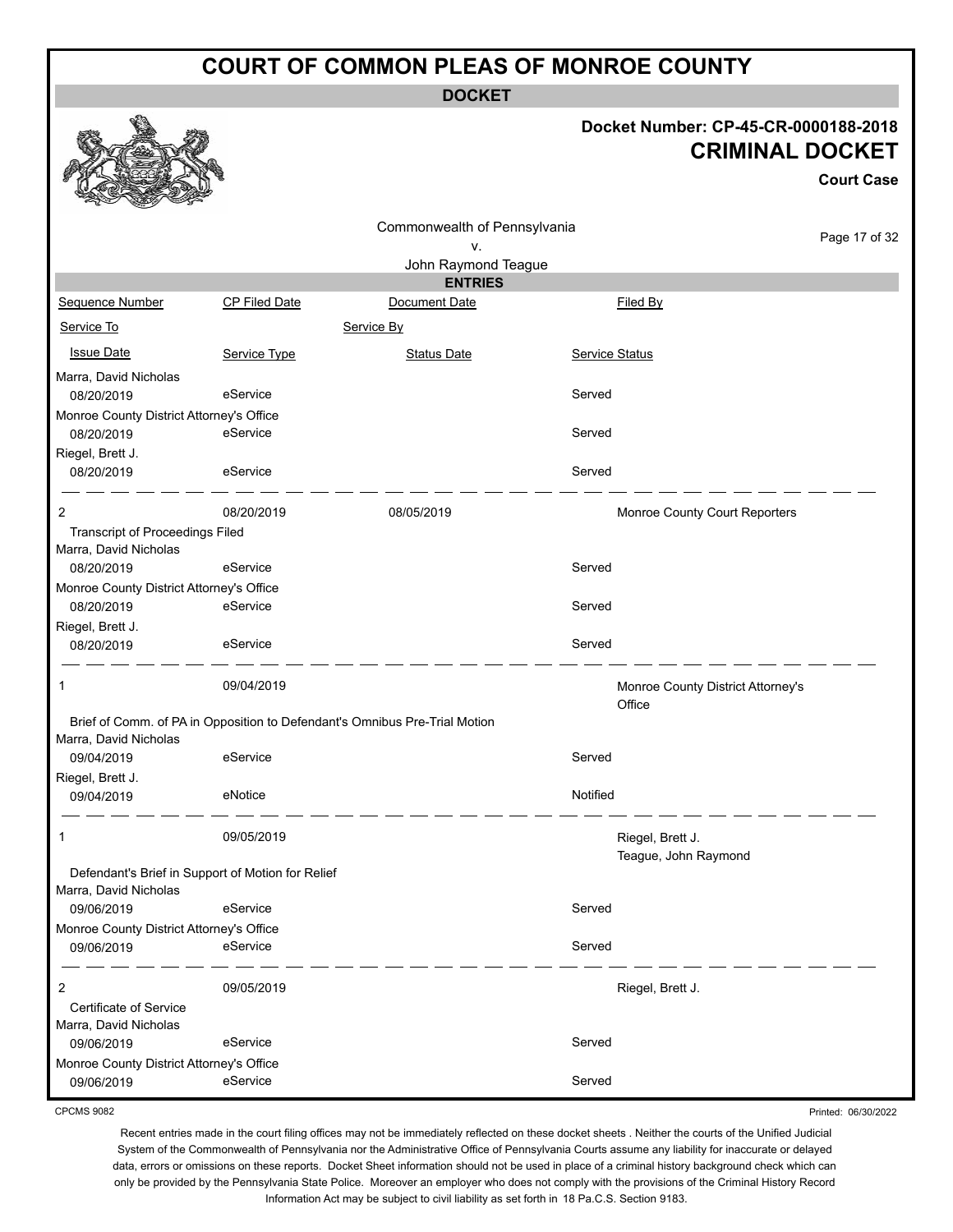# COURT OF COMMON PLEAS OF MONROE COUNTY

## DOCKET

**Docket Number: CP-45-CR-0000188-2018**

## CRIMINAL DOCKET

**Court Case**

Commonwealth of Pennsylvania
v.
John Raymond Teague

### ENTRIES

| Sequence Number | CP Filed Date | Document Date | Filed By |
|---|---|---|---|
| Service To | | Service By | |
| Issue Date | Service Type | Status Date | Service Status |
| Marra, David Nicholas | | | |
| 08/20/2019 | eService | | Served |
| Monroe County District Attorney's Office | | | |
| 08/20/2019 | eService | | Served |
| Riegel, Brett J. | | | |
| 08/20/2019 | eService | | Served |
| 2 | 08/20/2019 | 08/05/2019 | Monroe County Court Reporters |
| Transcript of Proceedings Filed | | | |
| Marra, David Nicholas | | | |
| 08/20/2019 | eService | | Served |
| Monroe County District Attorney's Office | | | |
| 08/20/2019 | eService | | Served |
| Riegel, Brett J. | | | |
| 08/20/2019 | eService | | Served |
| 1 | 09/04/2019 | | Monroe County District Attorney's Office |
| Brief of Comm. of PA in Opposition to Defendant's Omnibus Pre-Trial Motion | | | |
| Marra, David Nicholas | | | |
| 09/04/2019 | eService | | Served |
| Riegel, Brett J. | | | |
| 09/04/2019 | eNotice | | Notified |
| 1 | 09/05/2019 | | Riegel, Brett J.<br>Teague, John Raymond |
| Defendant's Brief in Support of Motion for Relief | | | |
| Marra, David Nicholas | | | |
| 09/06/2019 | eService | | Served |
| Monroe County District Attorney's Office | | | |
| 09/06/2019 | eService | | Served |
| 2 | 09/05/2019 | | Riegel, Brett J. |
| Certificate of Service | | | |
| Marra, David Nicholas | | | |
| 09/06/2019 | eService | | Served |
| Monroe County District Attorney's Office | | | |
| 09/06/2019 | eService | | Served |

CPCMS 9082

Printed: 06/30/2022

Recent entries made in the court filing offices may not be immediately reflected on these docket sheets . Neither the courts of the Unified Judicial System of the Commonwealth of Pennsylvania nor the Administrative Office of Pennsylvania Courts assume any liability for inaccurate or delayed data, errors or omissions on these reports. Docket Sheet information should not be used in place of a criminal history background check which can only be provided by the Pennsylvania State Police. Moreover an employer who does not comply with the provisions of the Criminal History Record Information Act may be subject to civil liability as set forth in 18 Pa.C.S. Section 9183.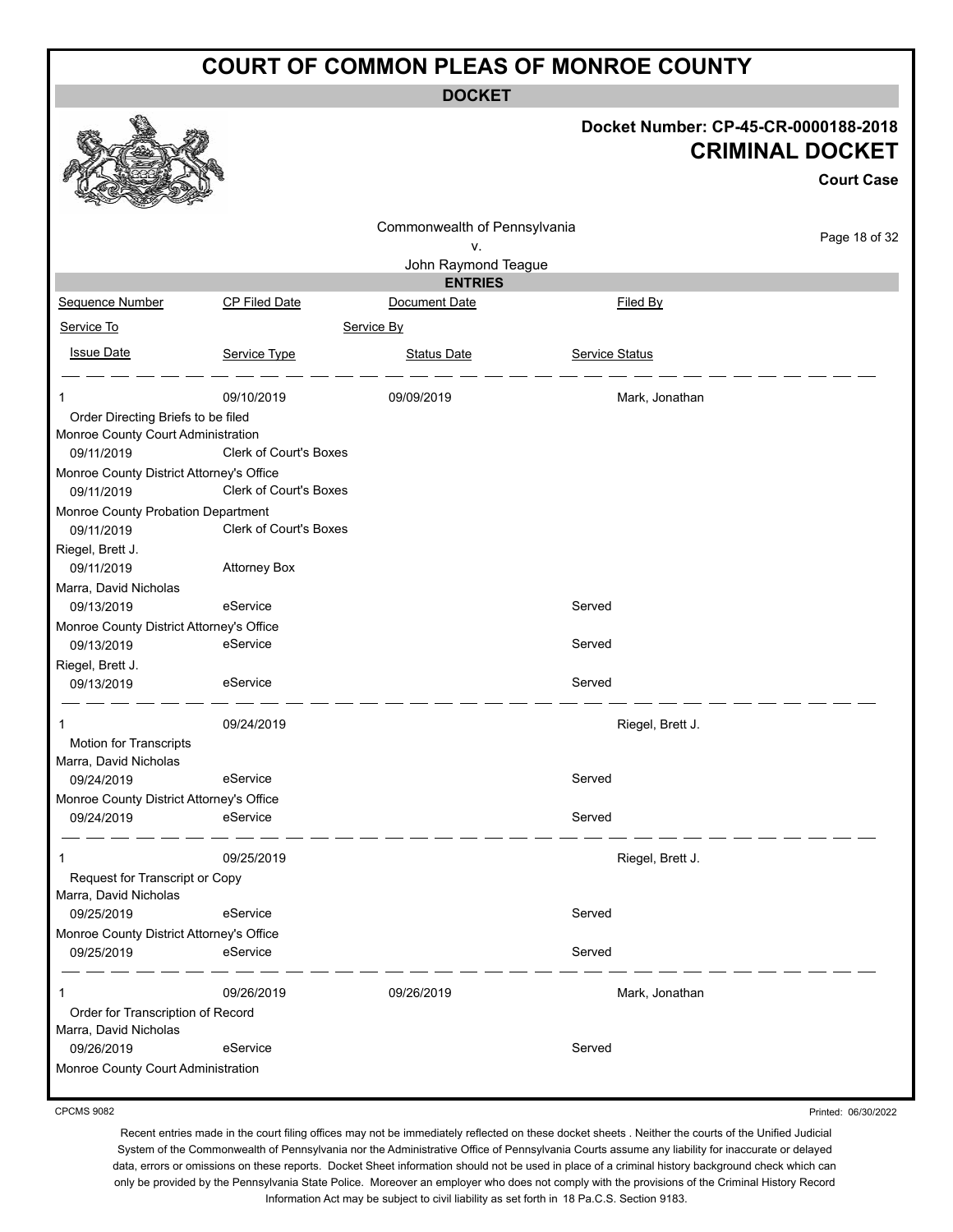# COURT OF COMMON PLEAS OF MONROE COUNTY

**DOCKET**

**Docket Number: CP-45-CR-0000188-2018**

**CRIMINAL DOCKET**

**Court Case**

Commonwealth of Pennsylvania
v.
John Raymond Teague

**ENTRIES**

| Sequence Number | CP Filed Date | Document Date | Filed By |
|---|---|---|---|
| Service To | | Service By | |
| Issue Date | Service Type | Status Date | Service Status |
| 1 | 09/10/2019 | 09/09/2019 | Mark, Jonathan |
| Order Directing Briefs to be filed | | | |
| Monroe County Court Administration | | | |
| 09/11/2019 | Clerk of Court's Boxes | | |
| Monroe County District Attorney's Office | | | |
| 09/11/2019 | Clerk of Court's Boxes | | |
| Monroe County Probation Department | | | |
| 09/11/2019 | Clerk of Court's Boxes | | |
| Riegel, Brett J. | | | |
| 09/11/2019 | Attorney Box | | |
| Marra, David Nicholas | | | |
| 09/13/2019 | eService | | Served |
| Monroe County District Attorney's Office | | | |
| 09/13/2019 | eService | | Served |
| Riegel, Brett J. | | | |
| 09/13/2019 | eService | | Served |
| 1 | 09/24/2019 | | Riegel, Brett J. |
| Motion for Transcripts | | | |
| Marra, David Nicholas | | | |
| 09/24/2019 | eService | | Served |
| Monroe County District Attorney's Office | | | |
| 09/24/2019 | eService | | Served |
| 1 | 09/25/2019 | | Riegel, Brett J. |
| Request for Transcript or Copy | | | |
| Marra, David Nicholas | | | |
| 09/25/2019 | eService | | Served |
| Monroe County District Attorney's Office | | | |
| 09/25/2019 | eService | | Served |
| 1 | 09/26/2019 | 09/26/2019 | Mark, Jonathan |
| Order for Transcription of Record | | | |
| Marra, David Nicholas | | | |
| 09/26/2019 | eService | | Served |
| Monroe County Court Administration | | | |

CPCMS 9082

Printed: 06/30/2022

Recent entries made in the court filing offices may not be immediately reflected on these docket sheets . Neither the courts of the Unified Judicial System of the Commonwealth of Pennsylvania nor the Administrative Office of Pennsylvania Courts assume any liability for inaccurate or delayed data, errors or omissions on these reports. Docket Sheet information should not be used in place of a criminal history background check which can only be provided by the Pennsylvania State Police. Moreover an employer who does not comply with the provisions of the Criminal History Record Information Act may be subject to civil liability as set forth in 18 Pa.C.S. Section 9183.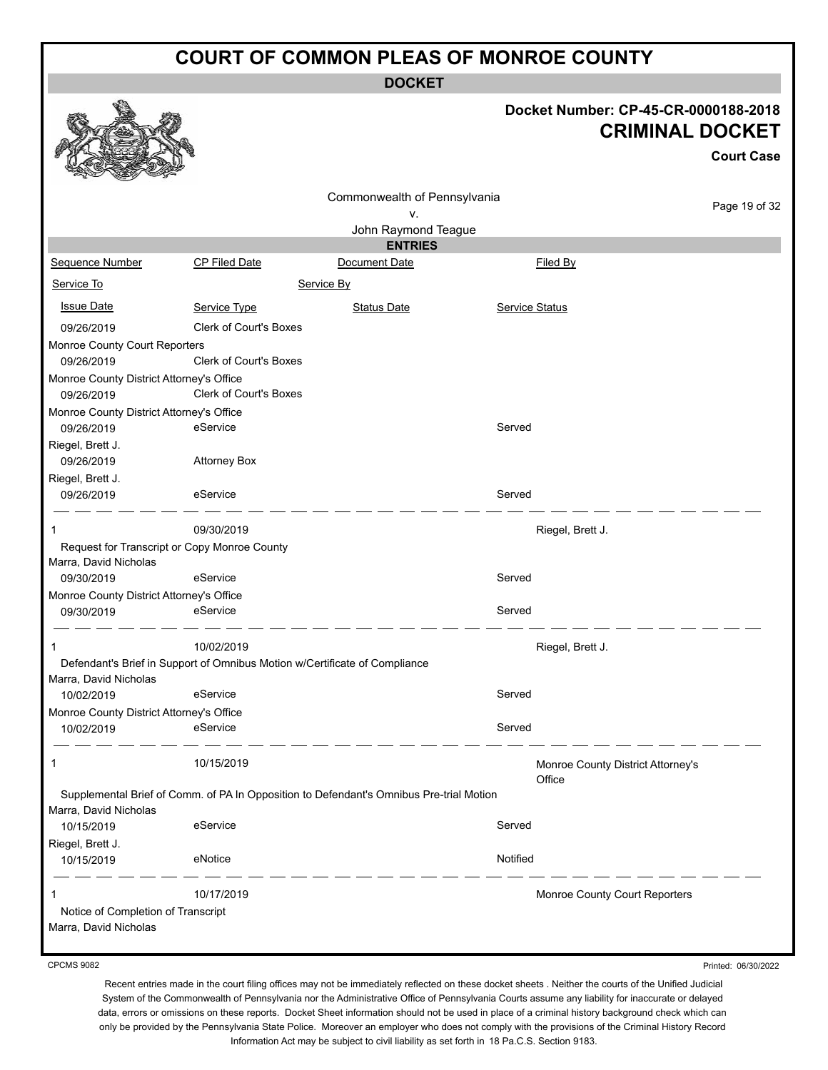# COURT OF COMMON PLEAS OF MONROE COUNTY

**DOCKET**

**Docket Number: CP-45-CR-0000188-2018**

**CRIMINAL DOCKET**

**Court Case**

Commonwealth of Pennsylvania
v.
John Raymond Teague

**ENTRIES**

| Sequence Number | CP Filed Date | Document Date | Filed By |
|---|---|---|---|
| Service To | | Service By | |
| Issue Date | Service Type | Status Date | Service Status |
| 09/26/2019 | Clerk of Court's Boxes | | |
| Monroe County Court Reporters | | | |
| 09/26/2019 | Clerk of Court's Boxes | | |
| Monroe County District Attorney's Office | | | |
| 09/26/2019 | Clerk of Court's Boxes | | |
| Monroe County District Attorney's Office | | | |
| 09/26/2019 | eService | | Served |
| Riegel, Brett J. | | | |
| 09/26/2019 | Attorney Box | | |
| Riegel, Brett J. | | | |
| 09/26/2019 | eService | | Served |
| 1 | 09/30/2019 | | Riegel, Brett J. |
| Request for Transcript or Copy Monroe County | | | |
| Marra, David Nicholas | | | |
| 09/30/2019 | eService | | Served |
| Monroe County District Attorney's Office | | | |
| 09/30/2019 | eService | | Served |
| 1 | 10/02/2019 | | Riegel, Brett J. |
| Defendant's Brief in Support of Omnibus Motion w/Certificate of Compliance | | | |
| Marra, David Nicholas | | | |
| 10/02/2019 | eService | | Served |
| Monroe County District Attorney's Office | | | |
| 10/02/2019 | eService | | Served |
| 1 | 10/15/2019 | | Monroe County District Attorney's Office |
| Supplemental Brief of Comm. of PA In Opposition to Defendant's Omnibus Pre-trial Motion | | | |
| Marra, David Nicholas | | | |
| 10/15/2019 | eService | | Served |
| Riegel, Brett J. | | | |
| 10/15/2019 | eNotice | | Notified |
| 1 | 10/17/2019 | | Monroe County Court Reporters |
| Notice of Completion of Transcript | | | |
| Marra, David Nicholas | | | |

CPCMS 9082

Printed: 06/30/2022

Recent entries made in the court filing offices may not be immediately reflected on these docket sheets . Neither the courts of the Unified Judicial System of the Commonwealth of Pennsylvania nor the Administrative Office of Pennsylvania Courts assume any liability for inaccurate or delayed data, errors or omissions on these reports. Docket Sheet information should not be used in place of a criminal history background check which can only be provided by the Pennsylvania State Police. Moreover an employer who does not comply with the provisions of the Criminal History Record Information Act may be subject to civil liability as set forth in 18 Pa.C.S. Section 9183.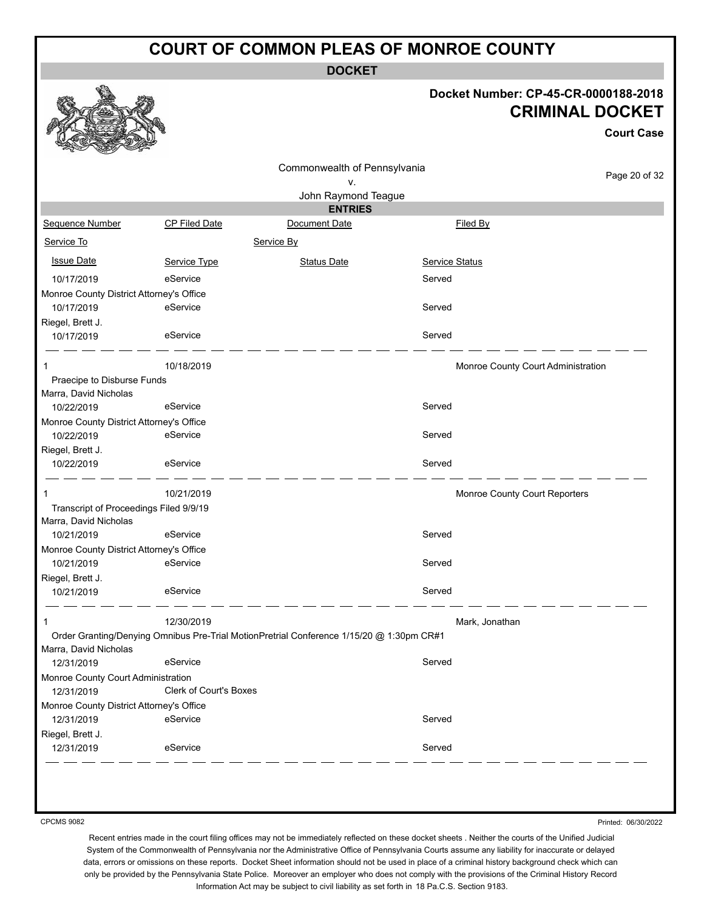# COURT OF COMMON PLEAS OF MONROE COUNTY

**DOCKET**

**Docket Number: CP-45-CR-0000188-2018**

**CRIMINAL DOCKET**

**Court Case**

Commonwealth of Pennsylvania
v.
John Raymond Teague

**ENTRIES**

| Sequence Number | CP Filed Date | Document Date | Filed By |
|---|---|---|---|
| Service To | | Service By | |
| Issue Date | Service Type | Status Date | Service Status |
| 10/17/2019 | eService | | Served |
| Monroe County District Attorney's Office | | | |
| 10/17/2019 | eService | | Served |
| Riegel, Brett J. | | | |
| 10/17/2019 | eService | | Served |
| 1 | 10/18/2019 | | Monroe County Court Administration |
| Praecipe to Disburse Funds | | | |
| Marra, David Nicholas | | | |
| 10/22/2019 | eService | | Served |
| Monroe County District Attorney's Office | | | |
| 10/22/2019 | eService | | Served |
| Riegel, Brett J. | | | |
| 10/22/2019 | eService | | Served |
| 1 | 10/21/2019 | | Monroe County Court Reporters |
| Transcript of Proceedings Filed 9/9/19 | | | |
| Marra, David Nicholas | | | |
| 10/21/2019 | eService | | Served |
| Monroe County District Attorney's Office | | | |
| 10/21/2019 | eService | | Served |
| Riegel, Brett J. | | | |
| 10/21/2019 | eService | | Served |
| 1 | 12/30/2019 | | Mark, Jonathan |
| Order Granting/Denying Omnibus Pre-Trial MotionPretrial Conference 1/15/20 @ 1:30pm CR#1 | | | |
| Marra, David Nicholas | | | |
| 12/31/2019 | eService | | Served |
| Monroe County Court Administration | | | |
| 12/31/2019 | Clerk of Court's Boxes | | |
| Monroe County District Attorney's Office | | | |
| 12/31/2019 | eService | | Served |
| Riegel, Brett J. | | | |
| 12/31/2019 | eService | | Served |

CPCMS 9082

Printed: 06/30/2022

Recent entries made in the court filing offices may not be immediately reflected on these docket sheets . Neither the courts of the Unified Judicial System of the Commonwealth of Pennsylvania nor the Administrative Office of Pennsylvania Courts assume any liability for inaccurate or delayed data, errors or omissions on these reports. Docket Sheet information should not be used in place of a criminal history background check which can only be provided by the Pennsylvania State Police. Moreover an employer who does not comply with the provisions of the Criminal History Record Information Act may be subject to civil liability as set forth in 18 Pa.C.S. Section 9183.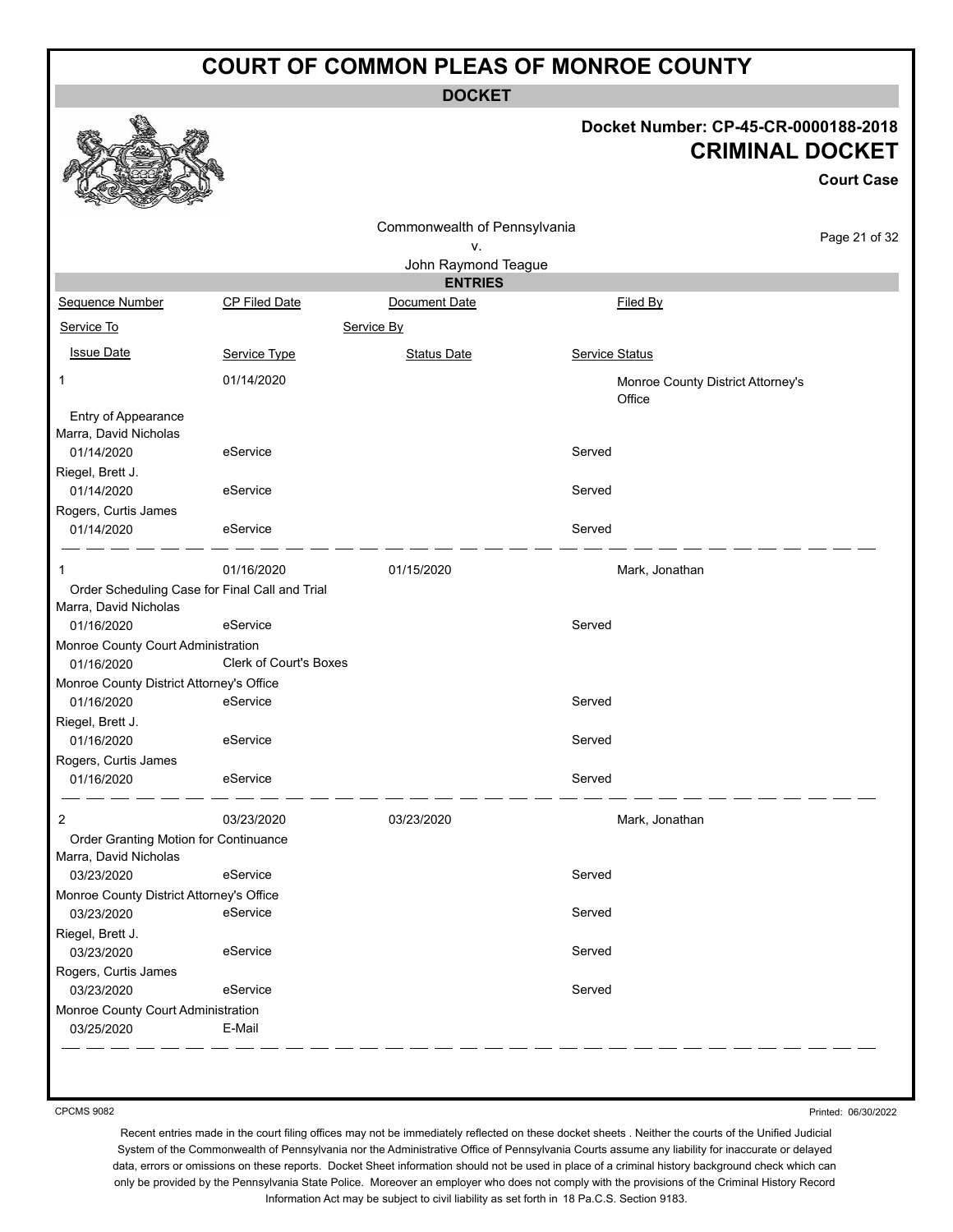# COURT OF COMMON PLEAS OF MONROE COUNTY

## DOCKET

**Docket Number: CP-45-CR-0000188-2018**

**CRIMINAL DOCKET**

**Court Case**

Commonwealth of Pennsylvania
v.
John Raymond Teague

### ENTRIES

| Sequence Number | CP Filed Date | Document Date | Filed By |
|---|---|---|---|
| Service To | | Service By | |
| Issue Date | Service Type | Status Date | Service Status |
| 1 | 01/14/2020 | | Monroe County District Attorney's Office |
| Entry of Appearance | | | |
| Marra, David Nicholas | | | |
| 01/14/2020 | eService | | Served |
| Riegel, Brett J. | | | |
| 01/14/2020 | eService | | Served |
| Rogers, Curtis James | | | |
| 01/14/2020 | eService | | Served |
| 1 | 01/16/2020 | 01/15/2020 | Mark, Jonathan |
| Order Scheduling Case for Final Call and Trial | | | |
| Marra, David Nicholas | | | |
| 01/16/2020 | eService | | Served |
| Monroe County Court Administration | | | |
| 01/16/2020 | Clerk of Court's Boxes | | |
| Monroe County District Attorney's Office | | | |
| 01/16/2020 | eService | | Served |
| Riegel, Brett J. | | | |
| 01/16/2020 | eService | | Served |
| Rogers, Curtis James | | | |
| 01/16/2020 | eService | | Served |
| 2 | 03/23/2020 | 03/23/2020 | Mark, Jonathan |
| Order Granting Motion for Continuance | | | |
| Marra, David Nicholas | | | |
| 03/23/2020 | eService | | Served |
| Monroe County District Attorney's Office | | | |
| 03/23/2020 | eService | | Served |
| Riegel, Brett J. | | | |
| 03/23/2020 | eService | | Served |
| Rogers, Curtis James | | | |
| 03/23/2020 | eService | | Served |
| Monroe County Court Administration | | | |
| 03/25/2020 | E-Mail | | |

CPCMS 9082

Printed: 06/30/2022

Recent entries made in the court filing offices may not be immediately reflected on these docket sheets . Neither the courts of the Unified Judicial System of the Commonwealth of Pennsylvania nor the Administrative Office of Pennsylvania Courts assume any liability for inaccurate or delayed data, errors or omissions on these reports. Docket Sheet information should not be used in place of a criminal history background check which can only be provided by the Pennsylvania State Police. Moreover an employer who does not comply with the provisions of the Criminal History Record Information Act may be subject to civil liability as set forth in 18 Pa.C.S. Section 9183.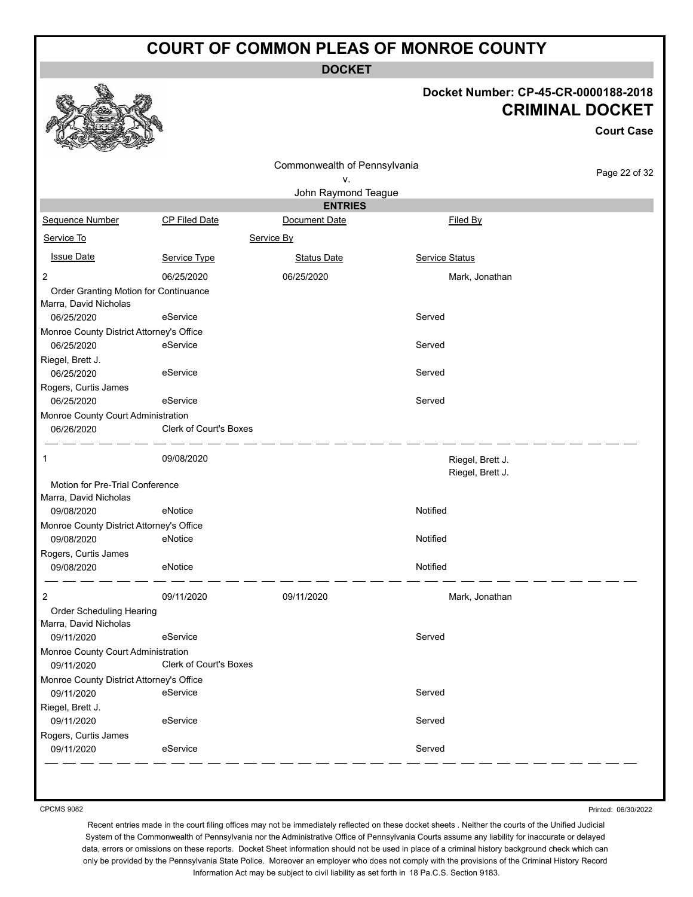# COURT OF COMMON PLEAS OF MONROE COUNTY

**DOCKET**

**Docket Number: CP-45-CR-0000188-2018**

**CRIMINAL DOCKET**

**Court Case**

Commonwealth of Pennsylvania
v.
John Raymond Teague

**ENTRIES**

| Sequence Number | CP Filed Date | Document Date | Filed By |
|---|---|---|---|
| Service To | | Service By | |
| Issue Date | Service Type | Status Date | Service Status |
| 2 | 06/25/2020 | 06/25/2020 | Mark, Jonathan |
| Order Granting Motion for Continuance | | | |
| Marra, David Nicholas | | | |
| 06/25/2020 | eService | | Served |
| Monroe County District Attorney's Office | | | |
| 06/25/2020 | eService | | Served |
| Riegel, Brett J. | | | |
| 06/25/2020 | eService | | Served |
| Rogers, Curtis James | | | |
| 06/25/2020 | eService | | Served |
| Monroe County Court Administration | | | |
| 06/26/2020 | Clerk of Court's Boxes | | |
| 1 | 09/08/2020 | | Riegel, Brett J.<br>Riegel, Brett J. |
| Motion for Pre-Trial Conference | | | |
| Marra, David Nicholas | | | |
| 09/08/2020 | eNotice | | Notified |
| Monroe County District Attorney's Office | | | |
| 09/08/2020 | eNotice | | Notified |
| Rogers, Curtis James | | | |
| 09/08/2020 | eNotice | | Notified |
| 2 | 09/11/2020 | 09/11/2020 | Mark, Jonathan |
| Order Scheduling Hearing | | | |
| Marra, David Nicholas | | | |
| 09/11/2020 | eService | | Served |
| Monroe County Court Administration | | | |
| 09/11/2020 | Clerk of Court's Boxes | | |
| Monroe County District Attorney's Office | | | |
| 09/11/2020 | eService | | Served |
| Riegel, Brett J. | | | |
| 09/11/2020 | eService | | Served |
| Rogers, Curtis James | | | |
| 09/11/2020 | eService | | Served |

CPCMS 9082

Printed: 06/30/2022

Recent entries made in the court filing offices may not be immediately reflected on these docket sheets . Neither the courts of the Unified Judicial System of the Commonwealth of Pennsylvania nor the Administrative Office of Pennsylvania Courts assume any liability for inaccurate or delayed data, errors or omissions on these reports. Docket Sheet information should not be used in place of a criminal history background check which can only be provided by the Pennsylvania State Police. Moreover an employer who does not comply with the provisions of the Criminal History Record Information Act may be subject to civil liability as set forth in 18 Pa.C.S. Section 9183.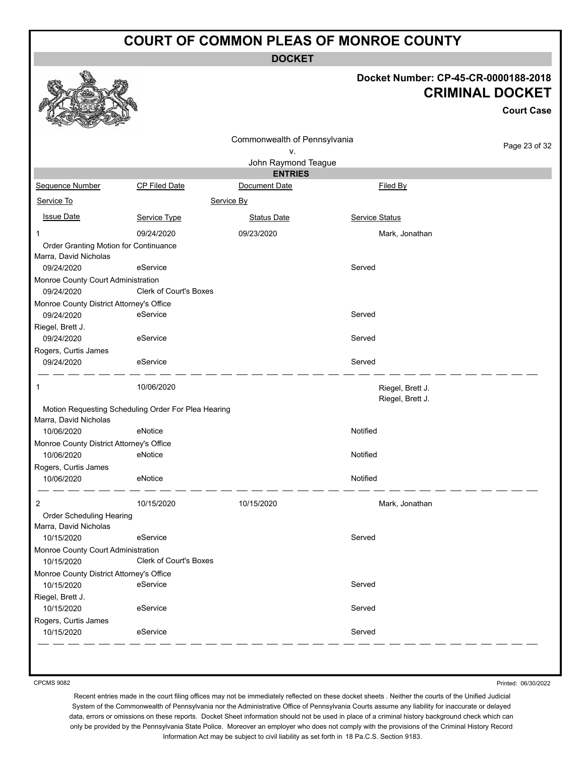# COURT OF COMMON PLEAS OF MONROE COUNTY

## DOCKET

**Docket Number: CP-45-CR-0000188-2018**

**CRIMINAL DOCKET**

**Court Case**

Commonwealth of Pennsylvania
v.
John Raymond Teague

### ENTRIES

| Sequence Number | CP Filed Date | Document Date | Filed By |
|---|---|---|---|
| Service To | | Service By | |
| Issue Date | Service Type | Status Date | Service Status |
| 1 | 09/24/2020 | 09/23/2020 | Mark, Jonathan |
| Order Granting Motion for Continuance | | | |
| Marra, David Nicholas | | | |
| 09/24/2020 | eService | | Served |
| Monroe County Court Administration | | | |
| 09/24/2020 | Clerk of Court's Boxes | | |
| Monroe County District Attorney's Office | | | |
| 09/24/2020 | eService | | Served |
| Riegel, Brett J. | | | |
| 09/24/2020 | eService | | Served |
| Rogers, Curtis James | | | |
| 09/24/2020 | eService | | Served |
| 1 | 10/06/2020 | | Riegel, Brett J.<br>Riegel, Brett J. |
| Motion Requesting Scheduling Order For Plea Hearing | | | |
| Marra, David Nicholas | | | |
| 10/06/2020 | eNotice | | Notified |
| Monroe County District Attorney's Office | | | |
| 10/06/2020 | eNotice | | Notified |
| Rogers, Curtis James | | | |
| 10/06/2020 | eNotice | | Notified |
| 2 | 10/15/2020 | 10/15/2020 | Mark, Jonathan |
| Order Scheduling Hearing | | | |
| Marra, David Nicholas | | | |
| 10/15/2020 | eService | | Served |
| Monroe County Court Administration | | | |
| 10/15/2020 | Clerk of Court's Boxes | | |
| Monroe County District Attorney's Office | | | |
| 10/15/2020 | eService | | Served |
| Riegel, Brett J. | | | |
| 10/15/2020 | eService | | Served |
| Rogers, Curtis James | | | |
| 10/15/2020 | eService | | Served |

CPCMS 9082

Printed: 06/30/2022

Recent entries made in the court filing offices may not be immediately reflected on these docket sheets . Neither the courts of the Unified Judicial System of the Commonwealth of Pennsylvania nor the Administrative Office of Pennsylvania Courts assume any liability for inaccurate or delayed data, errors or omissions on these reports. Docket Sheet information should not be used in place of a criminal history background check which can only be provided by the Pennsylvania State Police. Moreover an employer who does not comply with the provisions of the Criminal History Record Information Act may be subject to civil liability as set forth in 18 Pa.C.S. Section 9183.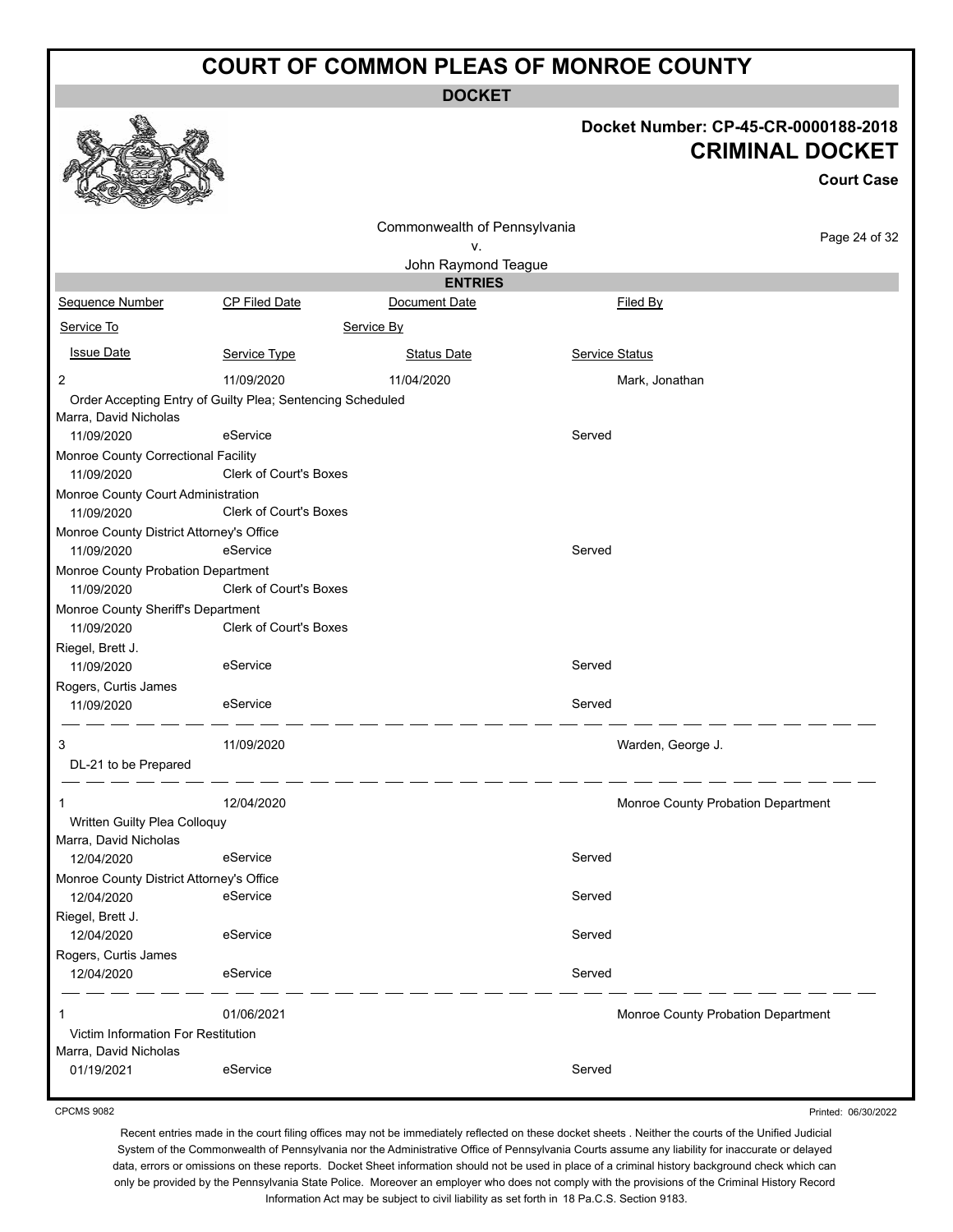# COURT OF COMMON PLEAS OF MONROE COUNTY

## DOCKET

**Docket Number: CP-45-CR-0000188-2018**

**CRIMINAL DOCKET**

**Court Case**

Commonwealth of Pennsylvania
v.
John Raymond Teague

### ENTRIES

| Sequence Number | CP Filed Date | Document Date | Filed By |
|---|---|---|---|
| Service To | | Service By | |
| Issue Date | Service Type | Status Date | Service Status |
| 2 | 11/09/2020 | 11/04/2020 | Mark, Jonathan |
| Order Accepting Entry of Guilty Plea; Sentencing Scheduled | | | |
| Marra, David Nicholas | | | |
| 11/09/2020 | eService | | Served |
| Monroe County Correctional Facility | | | |
| 11/09/2020 | Clerk of Court's Boxes | | |
| Monroe County Court Administration | | | |
| 11/09/2020 | Clerk of Court's Boxes | | |
| Monroe County District Attorney's Office | | | |
| 11/09/2020 | eService | | Served |
| Monroe County Probation Department | | | |
| 11/09/2020 | Clerk of Court's Boxes | | |
| Monroe County Sheriff's Department | | | |
| 11/09/2020 | Clerk of Court's Boxes | | |
| Riegel, Brett J. | | | |
| 11/09/2020 | eService | | Served |
| Rogers, Curtis James | | | |
| 11/09/2020 | eService | | Served |
| 3 | 11/09/2020 | | Warden, George J. |
| DL-21 to be Prepared | | | |
| 1 | 12/04/2020 | | Monroe County Probation Department |
| Written Guilty Plea Colloquy | | | |
| Marra, David Nicholas | | | |
| 12/04/2020 | eService | | Served |
| Monroe County District Attorney's Office | | | |
| 12/04/2020 | eService | | Served |
| Riegel, Brett J. | | | |
| 12/04/2020 | eService | | Served |
| Rogers, Curtis James | | | |
| 12/04/2020 | eService | | Served |
| 1 | 01/06/2021 | | Monroe County Probation Department |
| Victim Information For Restitution | | | |
| Marra, David Nicholas | | | |
| 01/19/2021 | eService | | Served |

CPCMS 9082

Printed: 06/30/2022

Recent entries made in the court filing offices may not be immediately reflected on these docket sheets . Neither the courts of the Unified Judicial System of the Commonwealth of Pennsylvania nor the Administrative Office of Pennsylvania Courts assume any liability for inaccurate or delayed data, errors or omissions on these reports. Docket Sheet information should not be used in place of a criminal history background check which can only be provided by the Pennsylvania State Police. Moreover an employer who does not comply with the provisions of the Criminal History Record Information Act may be subject to civil liability as set forth in 18 Pa.C.S. Section 9183.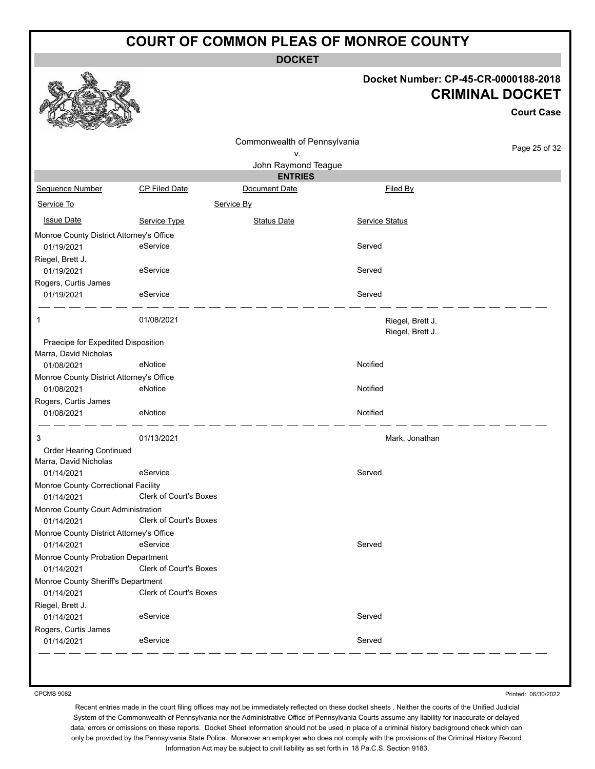# COURT OF COMMON PLEAS OF MONROE COUNTY

## DOCKET

**Docket Number: CP-45-CR-0000188-2018**

**CRIMINAL DOCKET**

**Court Case**

Commonwealth of Pennsylvania
v.
John Raymond Teague

### ENTRIES

| Sequence Number | CP Filed Date | Document Date | Filed By |
|---|---|---|---|
| Service To | | Service By | |
| Issue Date | Service Type | Status Date | Service Status |

| | | | |
|---|---|---|---|
| Monroe County District Attorney's Office | | | |
| 01/19/2021 | eService | | Served |
| Riegel, Brett J. | | | |
| 01/19/2021 | eService | | Served |
| Rogers, Curtis James | | | |
| 01/19/2021 | eService | | Served |

| | | | |
|---|---|---|---|
| 1 | 01/08/2021 | | Riegel, Brett J. |
| | | | Riegel, Brett J. |
| Praecipe for Expedited Disposition | | | |
| Marra, David Nicholas | | | |
| 01/08/2021 | eNotice | | Notified |
| Monroe County District Attorney's Office | | | |
| 01/08/2021 | eNotice | | Notified |
| Rogers, Curtis James | | | |
| 01/08/2021 | eNotice | | Notified |

| | | | |
|---|---|---|---|
| 3 | 01/13/2021 | | Mark, Jonathan |
| Order Hearing Continued | | | |
| Marra, David Nicholas | | | |
| 01/14/2021 | eService | | Served |
| Monroe County Correctional Facility | | | |
| 01/14/2021 | Clerk of Court's Boxes | | |
| Monroe County Court Administration | | | |
| 01/14/2021 | Clerk of Court's Boxes | | |
| Monroe County District Attorney's Office | | | |
| 01/14/2021 | eService | | Served |
| Monroe County Probation Department | | | |
| 01/14/2021 | Clerk of Court's Boxes | | |
| Monroe County Sheriff's Department | | | |
| 01/14/2021 | Clerk of Court's Boxes | | |
| Riegel, Brett J. | | | |
| 01/14/2021 | eService | | Served |
| Rogers, Curtis James | | | |
| 01/14/2021 | eService | | Served |

CPCMS 9082

Printed: 06/30/2022

Recent entries made in the court filing offices may not be immediately reflected on these docket sheets . Neither the courts of the Unified Judicial System of the Commonwealth of Pennsylvania nor the Administrative Office of Pennsylvania Courts assume any liability for inaccurate or delayed data, errors or omissions on these reports. Docket Sheet information should not be used in place of a criminal history background check which can only be provided by the Pennsylvania State Police. Moreover an employer who does not comply with the provisions of the Criminal History Record Information Act may be subject to civil liability as set forth in 18 Pa.C.S. Section 9183.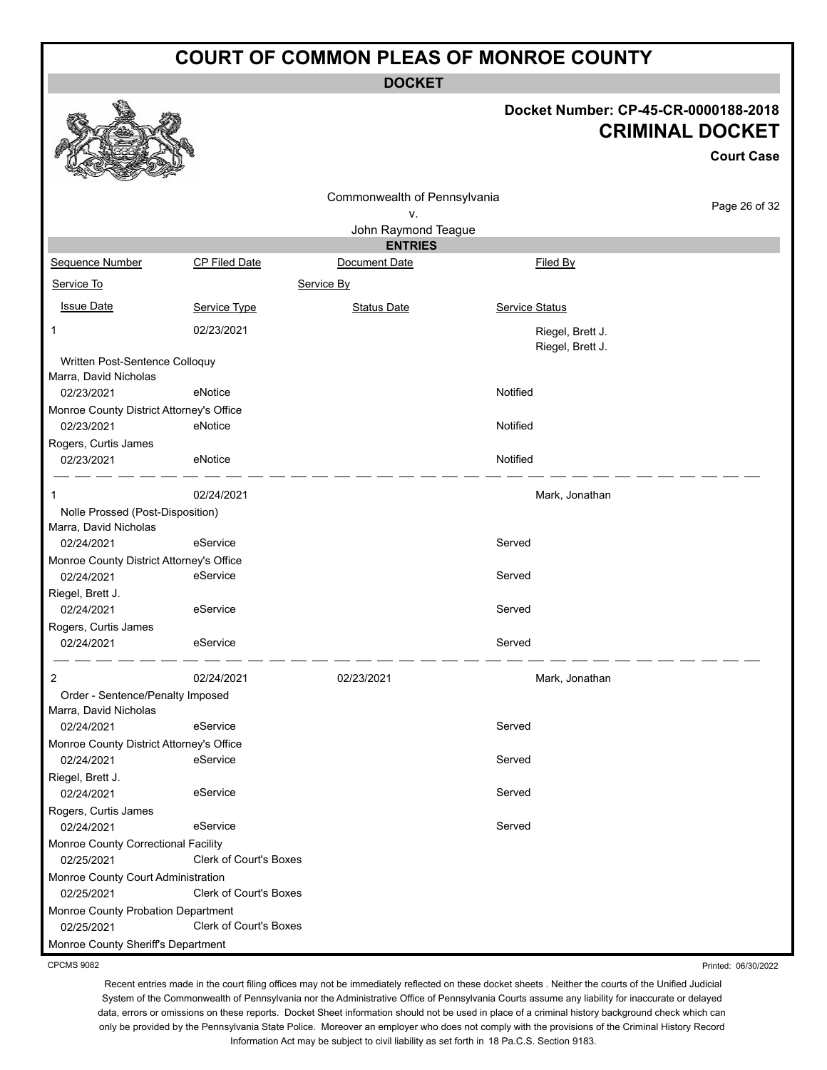# COURT OF COMMON PLEAS OF MONROE COUNTY

**DOCKET**

**Docket Number: CP-45-CR-0000188-2018**
**CRIMINAL DOCKET**
**Court Case**

Commonwealth of Pennsylvania
v.
John Raymond Teague

**ENTRIES**

| Sequence Number | CP Filed Date | Document Date | Filed By |
|---|---|---|---|
| Service To | | Service By | |
| Issue Date | Service Type | Status Date | Service Status |
| 1 | 02/23/2021 | | Riegel, Brett J.<br>Riegel, Brett J. |
| Written Post-Sentence Colloquy | | | |
| Marra, David Nicholas | | | |
| 02/23/2021 | eNotice | | Notified |
| Monroe County District Attorney's Office | | | |
| 02/23/2021 | eNotice | | Notified |
| Rogers, Curtis James | | | |
| 02/23/2021 | eNotice | | Notified |
| 1 | 02/24/2021 | | Mark, Jonathan |
| Nolle Prossed (Post-Disposition) | | | |
| Marra, David Nicholas | | | |
| 02/24/2021 | eService | | Served |
| Monroe County District Attorney's Office | | | |
| 02/24/2021 | eService | | Served |
| Riegel, Brett J. | | | |
| 02/24/2021 | eService | | Served |
| Rogers, Curtis James | | | |
| 02/24/2021 | eService | | Served |
| 2 | 02/24/2021 | 02/23/2021 | Mark, Jonathan |
| Order - Sentence/Penalty Imposed | | | |
| Marra, David Nicholas | | | |
| 02/24/2021 | eService | | Served |
| Monroe County District Attorney's Office | | | |
| 02/24/2021 | eService | | Served |
| Riegel, Brett J. | | | |
| 02/24/2021 | eService | | Served |
| Rogers, Curtis James | | | |
| 02/24/2021 | eService | | Served |
| Monroe County Correctional Facility | | | |
| 02/25/2021 | Clerk of Court's Boxes | | |
| Monroe County Court Administration | | | |
| 02/25/2021 | Clerk of Court's Boxes | | |
| Monroe County Probation Department | | | |
| 02/25/2021 | Clerk of Court's Boxes | | |
| Monroe County Sheriff's Department | | | |

CPCMS 9082

Printed: 06/30/2022

Recent entries made in the court filing offices may not be immediately reflected on these docket sheets . Neither the courts of the Unified Judicial System of the Commonwealth of Pennsylvania nor the Administrative Office of Pennsylvania Courts assume any liability for inaccurate or delayed data, errors or omissions on these reports. Docket Sheet information should not be used in place of a criminal history background check which can only be provided by the Pennsylvania State Police. Moreover an employer who does not comply with the provisions of the Criminal History Record Information Act may be subject to civil liability as set forth in 18 Pa.C.S. Section 9183.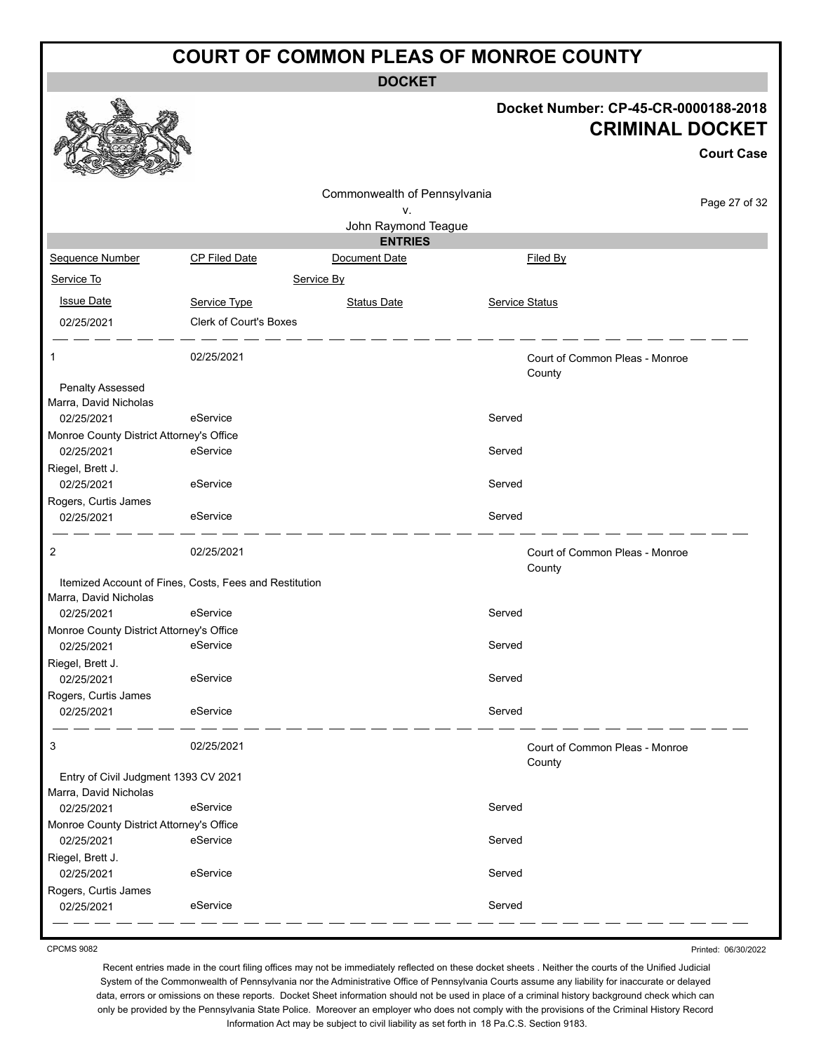# COURT OF COMMON PLEAS OF MONROE COUNTY

## DOCKET

**Docket Number: CP-45-CR-0000188-2018**

**CRIMINAL DOCKET**

**Court Case**

Commonwealth of Pennsylvania
v.
John Raymond Teague

### ENTRIES

| Sequence Number | CP Filed Date | Document Date | Filed By |
|---|---|---|---|
| Service To | | Service By | |
| Issue Date | Service Type | Status Date | Service Status |
| 02/25/2021 | Clerk of Court's Boxes | | |
| 1 | 02/25/2021 | | Court of Common Pleas - Monroe County |
| Penalty Assessed | | | |
| Marra, David Nicholas | | | |
| 02/25/2021 | eService | | Served |
| Monroe County District Attorney's Office | | | |
| 02/25/2021 | eService | | Served |
| Riegel, Brett J. | | | |
| 02/25/2021 | eService | | Served |
| Rogers, Curtis James | | | |
| 02/25/2021 | eService | | Served |
| 2 | 02/25/2021 | | Court of Common Pleas - Monroe County |
| Itemized Account of Fines, Costs, Fees and Restitution | | | |
| Marra, David Nicholas | | | |
| 02/25/2021 | eService | | Served |
| Monroe County District Attorney's Office | | | |
| 02/25/2021 | eService | | Served |
| Riegel, Brett J. | | | |
| 02/25/2021 | eService | | Served |
| Rogers, Curtis James | | | |
| 02/25/2021 | eService | | Served |
| 3 | 02/25/2021 | | Court of Common Pleas - Monroe County |
| Entry of Civil Judgment 1393 CV 2021 | | | |
| Marra, David Nicholas | | | |
| 02/25/2021 | eService | | Served |
| Monroe County District Attorney's Office | | | |
| 02/25/2021 | eService | | Served |
| Riegel, Brett J. | | | |
| 02/25/2021 | eService | | Served |
| Rogers, Curtis James | | | |
| 02/25/2021 | eService | | Served |

CPCMS 9082

Printed: 06/30/2022

Recent entries made in the court filing offices may not be immediately reflected on these docket sheets . Neither the courts of the Unified Judicial System of the Commonwealth of Pennsylvania nor the Administrative Office of Pennsylvania Courts assume any liability for inaccurate or delayed data, errors or omissions on these reports. Docket Sheet information should not be used in place of a criminal history background check which can only be provided by the Pennsylvania State Police. Moreover an employer who does not comply with the provisions of the Criminal History Record Information Act may be subject to civil liability as set forth in 18 Pa.C.S. Section 9183.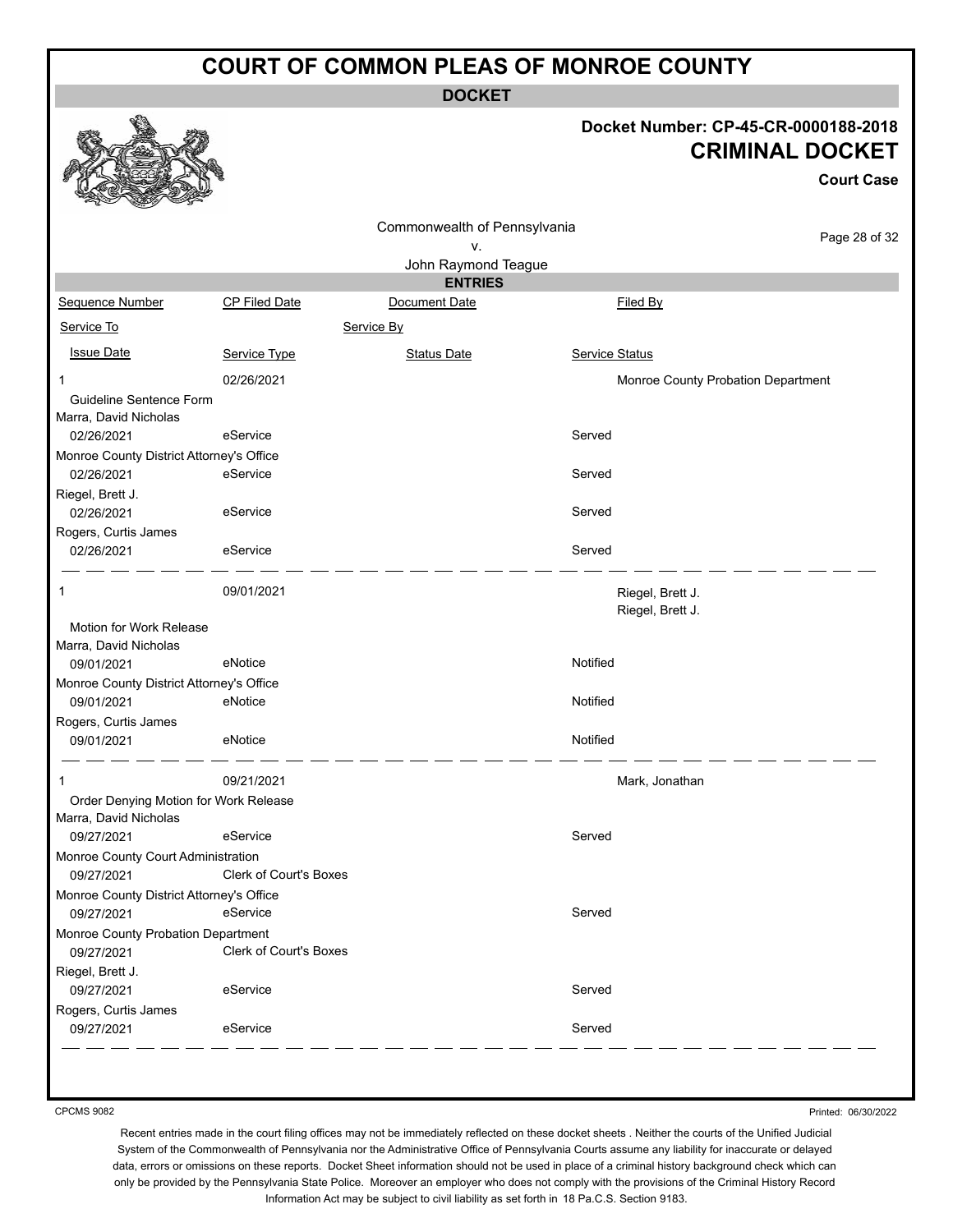# COURT OF COMMON PLEAS OF MONROE COUNTY

## DOCKET

**Docket Number: CP-45-CR-0000188-2018**

**CRIMINAL DOCKET**

**Court Case**

Commonwealth of Pennsylvania
v.
John Raymond Teague

### ENTRIES

| Sequence Number | CP Filed Date | Document Date | Filed By |
|---|---|---|---|
| Service To | | Service By | |
| Issue Date | Service Type | Status Date | Service Status |
| 1 | 02/26/2021 | | Monroe County Probation Department |
| Guideline Sentence Form | | | |
| Marra, David Nicholas | | | |
| 02/26/2021 | eService | | Served |
| Monroe County District Attorney's Office | | | |
| 02/26/2021 | eService | | Served |
| Riegel, Brett J. | | | |
| 02/26/2021 | eService | | Served |
| Rogers, Curtis James | | | |
| 02/26/2021 | eService | | Served |
| 1 | 09/01/2021 | | Riegel, Brett J. <br> Riegel, Brett J. |
| Motion for Work Release | | | |
| Marra, David Nicholas | | | |
| 09/01/2021 | eNotice | | Notified |
| Monroe County District Attorney's Office | | | |
| 09/01/2021 | eNotice | | Notified |
| Rogers, Curtis James | | | |
| 09/01/2021 | eNotice | | Notified |
| 1 | 09/21/2021 | | Mark, Jonathan |
| Order Denying Motion for Work Release | | | |
| Marra, David Nicholas | | | |
| 09/27/2021 | eService | | Served |
| Monroe County Court Administration | | | |
| 09/27/2021 | Clerk of Court's Boxes | | |
| Monroe County District Attorney's Office | | | |
| 09/27/2021 | eService | | Served |
| Monroe County Probation Department | | | |
| 09/27/2021 | Clerk of Court's Boxes | | |
| Riegel, Brett J. | | | |
| 09/27/2021 | eService | | Served |
| Rogers, Curtis James | | | |
| 09/27/2021 | eService | | Served |

CPCMS 9082

Printed: 06/30/2022

Recent entries made in the court filing offices may not be immediately reflected on these docket sheets . Neither the courts of the Unified Judicial System of the Commonwealth of Pennsylvania nor the Administrative Office of Pennsylvania Courts assume any liability for inaccurate or delayed data, errors or omissions on these reports. Docket Sheet information should not be used in place of a criminal history background check which can only be provided by the Pennsylvania State Police. Moreover an employer who does not comply with the provisions of the Criminal History Record Information Act may be subject to civil liability as set forth in 18 Pa.C.S. Section 9183.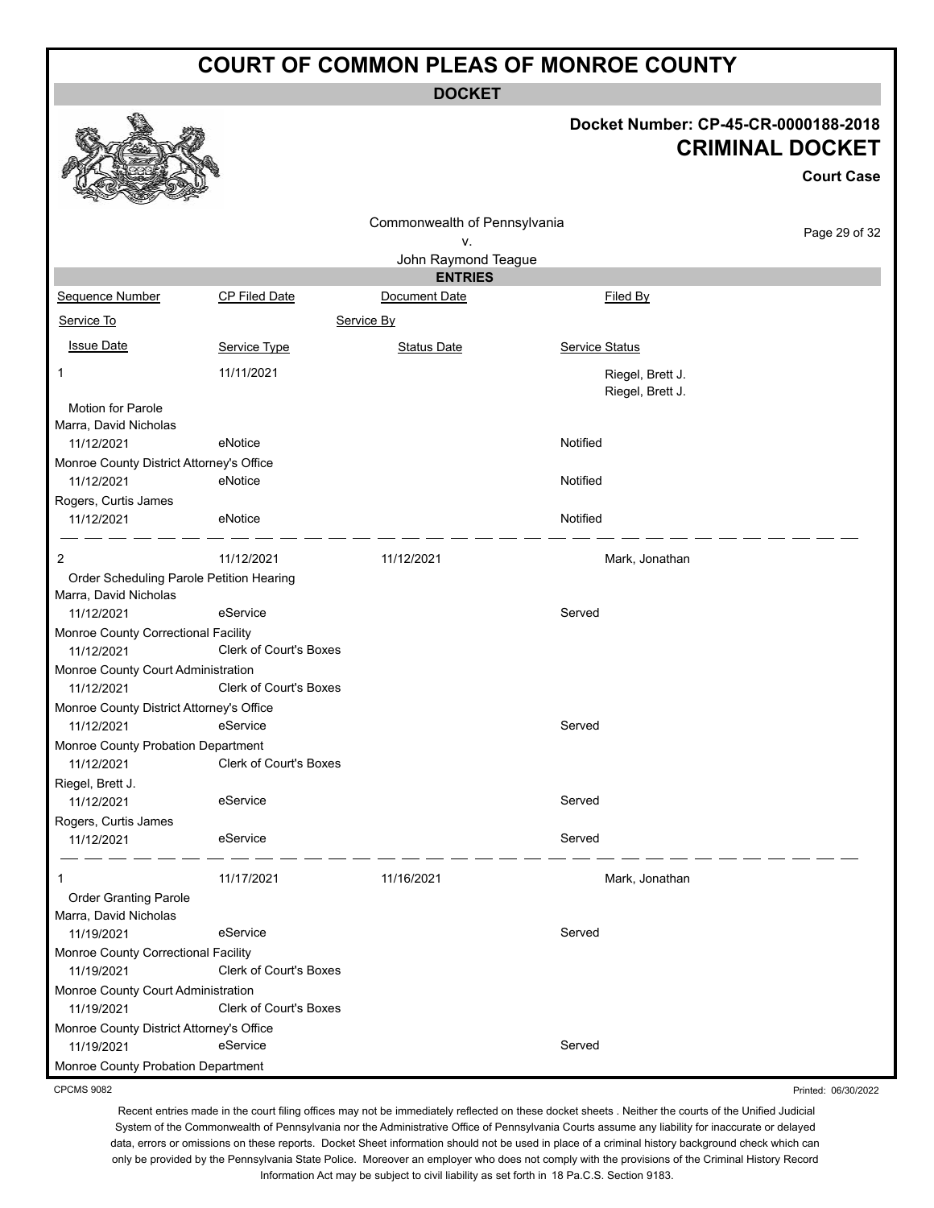# COURT OF COMMON PLEAS OF MONROE COUNTY

**DOCKET**

**Docket Number: CP-45-CR-0000188-2018**

**CRIMINAL DOCKET**

**Court Case**

Commonwealth of Pennsylvania
v.
John Raymond Teague

**ENTRIES**

| Sequence Number | CP Filed Date | Document Date | Filed By |
|---|---|---|---|
| Service To | | Service By | |
| Issue Date | Service Type | Status Date | Service Status |
| 1 | 11/11/2021 | | Riegel, Brett J. / Riegel, Brett J. |
| Motion for Parole | | | |
| Marra, David Nicholas | | | |
| 11/12/2021 | eNotice | | Notified |
| Monroe County District Attorney's Office | | | |
| 11/12/2021 | eNotice | | Notified |
| Rogers, Curtis James | | | |
| 11/12/2021 | eNotice | | Notified |
| 2 | 11/12/2021 | 11/12/2021 | Mark, Jonathan |
| Order Scheduling Parole Petition Hearing | | | |
| Marra, David Nicholas | | | |
| 11/12/2021 | eService | | Served |
| Monroe County Correctional Facility | | | |
| 11/12/2021 | Clerk of Court's Boxes | | |
| Monroe County Court Administration | | | |
| 11/12/2021 | Clerk of Court's Boxes | | |
| Monroe County District Attorney's Office | | | |
| 11/12/2021 | eService | | Served |
| Monroe County Probation Department | | | |
| 11/12/2021 | Clerk of Court's Boxes | | |
| Riegel, Brett J. | | | |
| 11/12/2021 | eService | | Served |
| Rogers, Curtis James | | | |
| 11/12/2021 | eService | | Served |
| 1 | 11/17/2021 | 11/16/2021 | Mark, Jonathan |
| Order Granting Parole | | | |
| Marra, David Nicholas | | | |
| 11/19/2021 | eService | | Served |
| Monroe County Correctional Facility | | | |
| 11/19/2021 | Clerk of Court's Boxes | | |
| Monroe County Court Administration | | | |
| 11/19/2021 | Clerk of Court's Boxes | | |
| Monroe County District Attorney's Office | | | |
| 11/19/2021 | eService | | Served |
| Monroe County Probation Department | | | |

CPCMS 9082

Printed: 06/30/2022

Recent entries made in the court filing offices may not be immediately reflected on these docket sheets . Neither the courts of the Unified Judicial System of the Commonwealth of Pennsylvania nor the Administrative Office of Pennsylvania Courts assume any liability for inaccurate or delayed data, errors or omissions on these reports. Docket Sheet information should not be used in place of a criminal history background check which can only be provided by the Pennsylvania State Police. Moreover an employer who does not comply with the provisions of the Criminal History Record Information Act may be subject to civil liability as set forth in 18 Pa.C.S. Section 9183.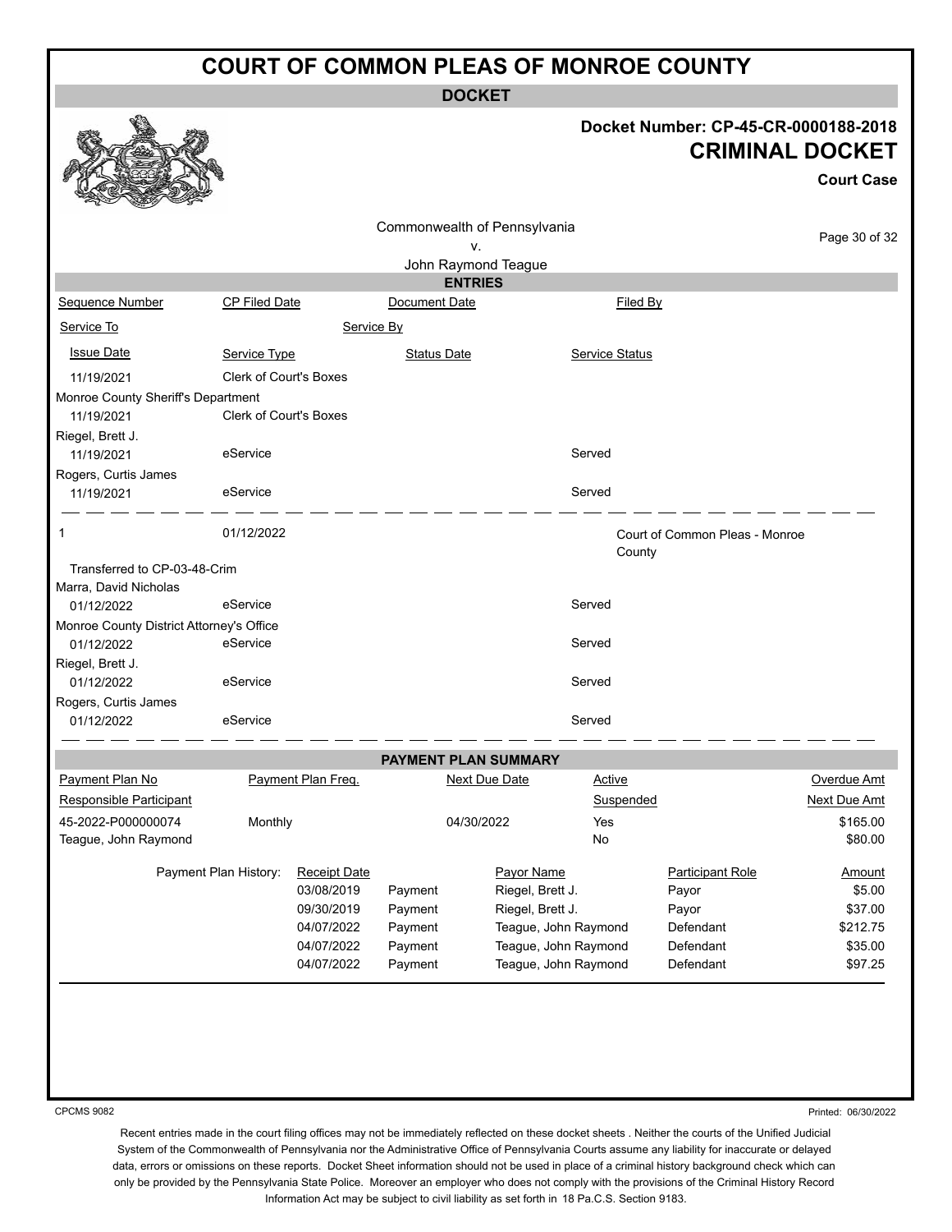# COURT OF COMMON PLEAS OF MONROE COUNTY

## DOCKET

**Docket Number: CP-45-CR-0000188-2018**

**CRIMINAL DOCKET**

**Court Case**

Commonwealth of Pennsylvania
v.
John Raymond Teague

### ENTRIES

| Sequence Number | CP Filed Date | Document Date | Filed By |
|---|---|---|---|
| Service To | Service By | | |
| Issue Date | Service Type | Status Date | Service Status |
| 11/19/2021 | Clerk of Court's Boxes | | |
| Monroe County Sheriff's Department | | | |
| 11/19/2021 | Clerk of Court's Boxes | | |
| Riegel, Brett J. | | | |
| 11/19/2021 | eService | | Served |
| Rogers, Curtis James | | | |
| 11/19/2021 | eService | | Served |
| 1 | 01/12/2022 | | Court of Common Pleas - Monroe County |
| Transferred to CP-03-48-Crim | | | |
| Marra, David Nicholas | | | |
| 01/12/2022 | eService | | Served |
| Monroe County District Attorney's Office | | | |
| 01/12/2022 | eService | | Served |
| Riegel, Brett J. | | | |
| 01/12/2022 | eService | | Served |
| Rogers, Curtis James | | | |
| 01/12/2022 | eService | | Served |

### PAYMENT PLAN SUMMARY

| Payment Plan No | Payment Plan Freq. | Next Due Date | Active | Overdue Amt |
|---|---|---|---|---|
| Responsible Participant | | | Suspended | Next Due Amt |
| 45-2022-P000000074 | Monthly | 04/30/2022 | Yes | $165.00 |
| Teague, John Raymond | | | No | $80.00 |

| Payment Plan History: | Receipt Date | | Payor Name | Participant Role | Amount |
|---|---|---|---|---|---|
| | 03/08/2019 | Payment | Riegel, Brett J. | Payor | $5.00 |
| | 09/30/2019 | Payment | Riegel, Brett J. | Payor | $37.00 |
| | 04/07/2022 | Payment | Teague, John Raymond | Defendant | $212.75 |
| | 04/07/2022 | Payment | Teague, John Raymond | Defendant | $35.00 |
| | 04/07/2022 | Payment | Teague, John Raymond | Defendant | $97.25 |

CPCMS 9082

Printed: 06/30/2022

Recent entries made in the court filing offices may not be immediately reflected on these docket sheets . Neither the courts of the Unified Judicial System of the Commonwealth of Pennsylvania nor the Administrative Office of Pennsylvania Courts assume any liability for inaccurate or delayed data, errors or omissions on these reports. Docket Sheet information should not be used in place of a criminal history background check which can only be provided by the Pennsylvania State Police. Moreover an employer who does not comply with the provisions of the Criminal History Record Information Act may be subject to civil liability as set forth in 18 Pa.C.S. Section 9183.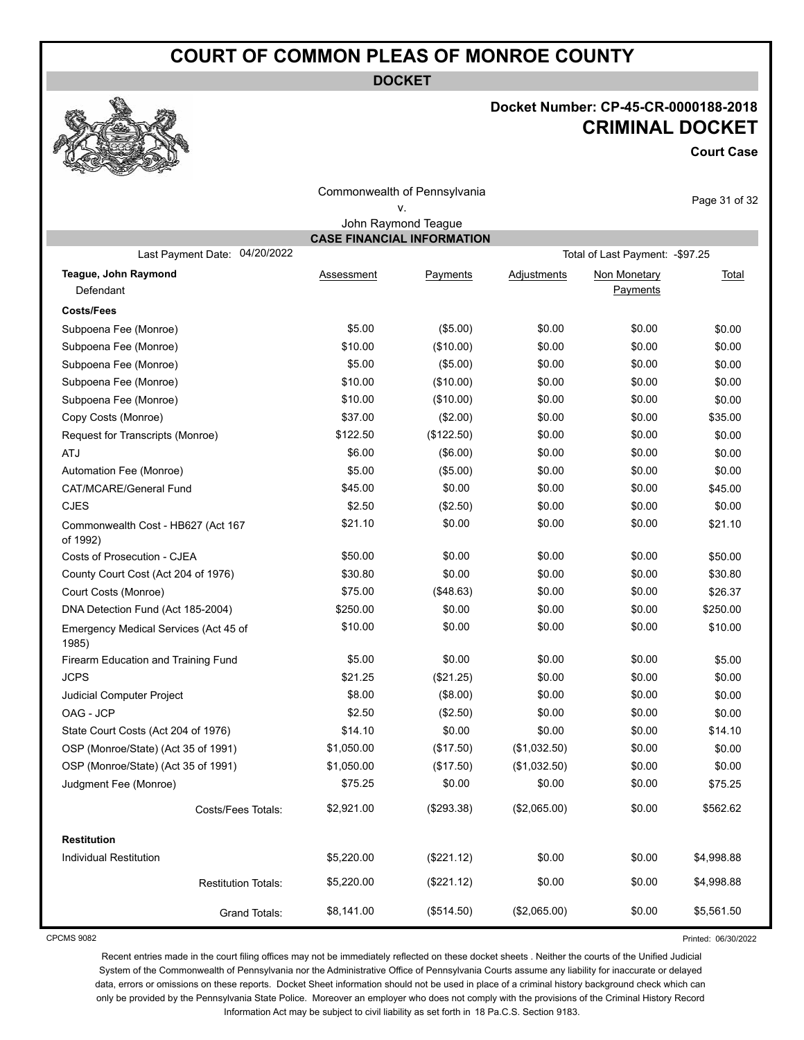# COURT OF COMMON PLEAS OF MONROE COUNTY

**DOCKET**

**Docket Number: CP-45-CR-0000188-2018**

**CRIMINAL DOCKET**

**Court Case**

Commonwealth of Pennsylvania
v.
John Raymond Teague

## CASE FINANCIAL INFORMATION

Last Payment Date: 04/20/2022 — Total of Last Payment: -$97.25

| **Teague, John Raymond** Defendant | Assessment | Payments | Adjustments | Non Monetary Payments | Total |
|---|---|---|---|---|---|
| **Costs/Fees** | | | | | |
| Subpoena Fee (Monroe) | $5.00 | ($5.00) | $0.00 | $0.00 | $0.00 |
| Subpoena Fee (Monroe) | $10.00 | ($10.00) | $0.00 | $0.00 | $0.00 |
| Subpoena Fee (Monroe) | $5.00 | ($5.00) | $0.00 | $0.00 | $0.00 |
| Subpoena Fee (Monroe) | $10.00 | ($10.00) | $0.00 | $0.00 | $0.00 |
| Subpoena Fee (Monroe) | $10.00 | ($10.00) | $0.00 | $0.00 | $0.00 |
| Copy Costs (Monroe) | $37.00 | ($2.00) | $0.00 | $0.00 | $35.00 |
| Request for Transcripts (Monroe) | $122.50 | ($122.50) | $0.00 | $0.00 | $0.00 |
| ATJ | $6.00 | ($6.00) | $0.00 | $0.00 | $0.00 |
| Automation Fee (Monroe) | $5.00 | ($5.00) | $0.00 | $0.00 | $0.00 |
| CAT/MCARE/General Fund | $45.00 | $0.00 | $0.00 | $0.00 | $45.00 |
| CJES | $2.50 | ($2.50) | $0.00 | $0.00 | $0.00 |
| Commonwealth Cost - HB627 (Act 167 of 1992) | $21.10 | $0.00 | $0.00 | $0.00 | $21.10 |
| Costs of Prosecution - CJEA | $50.00 | $0.00 | $0.00 | $0.00 | $50.00 |
| County Court Cost (Act 204 of 1976) | $30.80 | $0.00 | $0.00 | $0.00 | $30.80 |
| Court Costs (Monroe) | $75.00 | ($48.63) | $0.00 | $0.00 | $26.37 |
| DNA Detection Fund (Act 185-2004) | $250.00 | $0.00 | $0.00 | $0.00 | $250.00 |
| Emergency Medical Services (Act 45 of 1985) | $10.00 | $0.00 | $0.00 | $0.00 | $10.00 |
| Firearm Education and Training Fund | $5.00 | $0.00 | $0.00 | $0.00 | $5.00 |
| JCPS | $21.25 | ($21.25) | $0.00 | $0.00 | $0.00 |
| Judicial Computer Project | $8.00 | ($8.00) | $0.00 | $0.00 | $0.00 |
| OAG - JCP | $2.50 | ($2.50) | $0.00 | $0.00 | $0.00 |
| State Court Costs (Act 204 of 1976) | $14.10 | $0.00 | $0.00 | $0.00 | $14.10 |
| OSP (Monroe/State) (Act 35 of 1991) | $1,050.00 | ($17.50) | ($1,032.50) | $0.00 | $0.00 |
| OSP (Monroe/State) (Act 35 of 1991) | $1,050.00 | ($17.50) | ($1,032.50) | $0.00 | $0.00 |
| Judgment Fee (Monroe) | $75.25 | $0.00 | $0.00 | $0.00 | $75.25 |
| Costs/Fees Totals: | $2,921.00 | ($293.38) | ($2,065.00) | $0.00 | $562.62 |
| **Restitution** | | | | | |
| Individual Restitution | $5,220.00 | ($221.12) | $0.00 | $0.00 | $4,998.88 |
| Restitution Totals: | $5,220.00 | ($221.12) | $0.00 | $0.00 | $4,998.88 |
| Grand Totals: | $8,141.00 | ($514.50) | ($2,065.00) | $0.00 | $5,561.50 |

CPCMS 9082

Printed: 06/30/2022

Recent entries made in the court filing offices may not be immediately reflected on these docket sheets . Neither the courts of the Unified Judicial System of the Commonwealth of Pennsylvania nor the Administrative Office of Pennsylvania Courts assume any liability for inaccurate or delayed data, errors or omissions on these reports. Docket Sheet information should not be used in place of a criminal history background check which can only be provided by the Pennsylvania State Police. Moreover an employer who does not comply with the provisions of the Criminal History Record Information Act may be subject to civil liability as set forth in 18 Pa.C.S. Section 9183.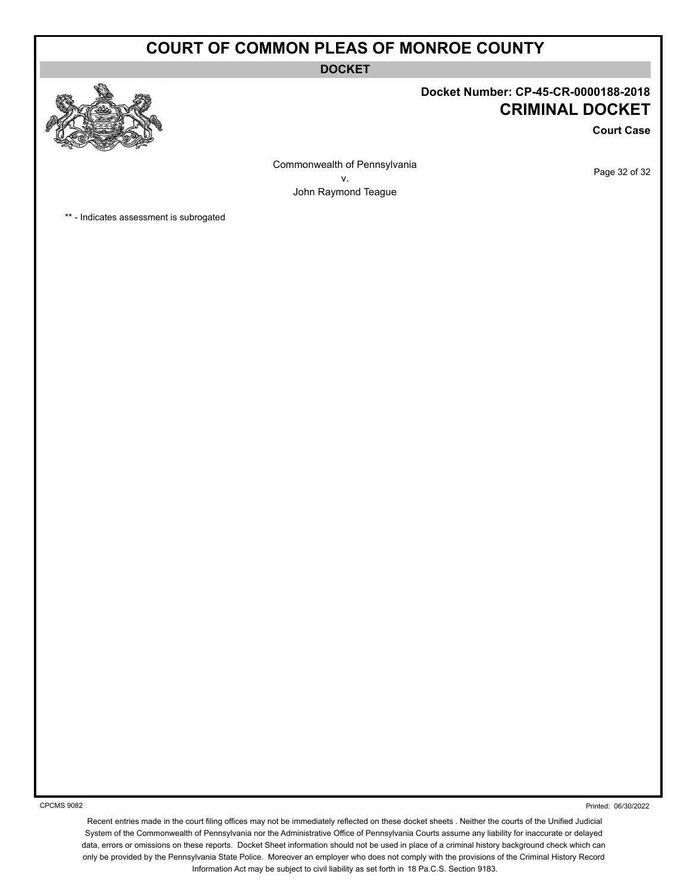** - Indicates assessment is subrogated